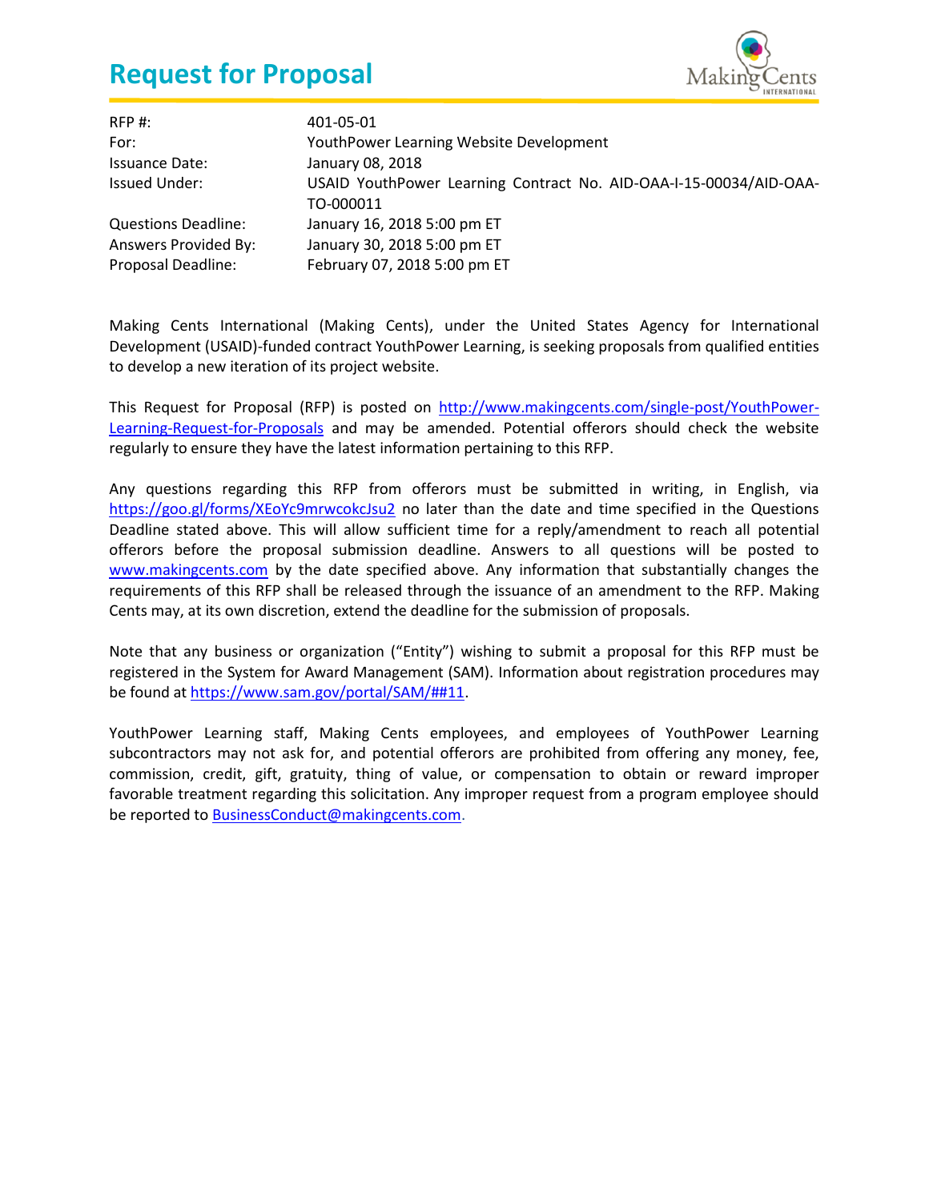# Request for Proposal

| | |
|---|---|
| RFP #: | 401-05-01 |
| For: | YouthPower Learning Website Development |
| Issuance Date: | January 08, 2018 |
| Issued Under: | USAID YouthPower Learning Contract No. AID-OAA-I-15-00034/AID-OAA-TO-000011 |
| Questions Deadline: | January 16, 2018 5:00 pm ET |
| Answers Provided By: | January 30, 2018 5:00 pm ET |
| Proposal Deadline: | February 07, 2018 5:00 pm ET |

Making Cents International (Making Cents), under the United States Agency for International Development (USAID)-funded contract YouthPower Learning, is seeking proposals from qualified entities to develop a new iteration of its project website.

This Request for Proposal (RFP) is posted on http://www.makingcents.com/single-post/YouthPower-Learning-Request-for-Proposals and may be amended. Potential offerors should check the website regularly to ensure they have the latest information pertaining to this RFP.

Any questions regarding this RFP from offerors must be submitted in writing, in English, via https://goo.gl/forms/XEoYc9mrwcokcJsu2 no later than the date and time specified in the Questions Deadline stated above. This will allow sufficient time for a reply/amendment to reach all potential offerors before the proposal submission deadline. Answers to all questions will be posted to www.makingcents.com by the date specified above. Any information that substantially changes the requirements of this RFP shall be released through the issuance of an amendment to the RFP. Making Cents may, at its own discretion, extend the deadline for the submission of proposals.

Note that any business or organization ("Entity") wishing to submit a proposal for this RFP must be registered in the System for Award Management (SAM). Information about registration procedures may be found at https://www.sam.gov/portal/SAM/##11.

YouthPower Learning staff, Making Cents employees, and employees of YouthPower Learning subcontractors may not ask for, and potential offerors are prohibited from offering any money, fee, commission, credit, gift, gratuity, thing of value, or compensation to obtain or reward improper favorable treatment regarding this solicitation. Any improper request from a program employee should be reported to BusinessConduct@makingcents.com.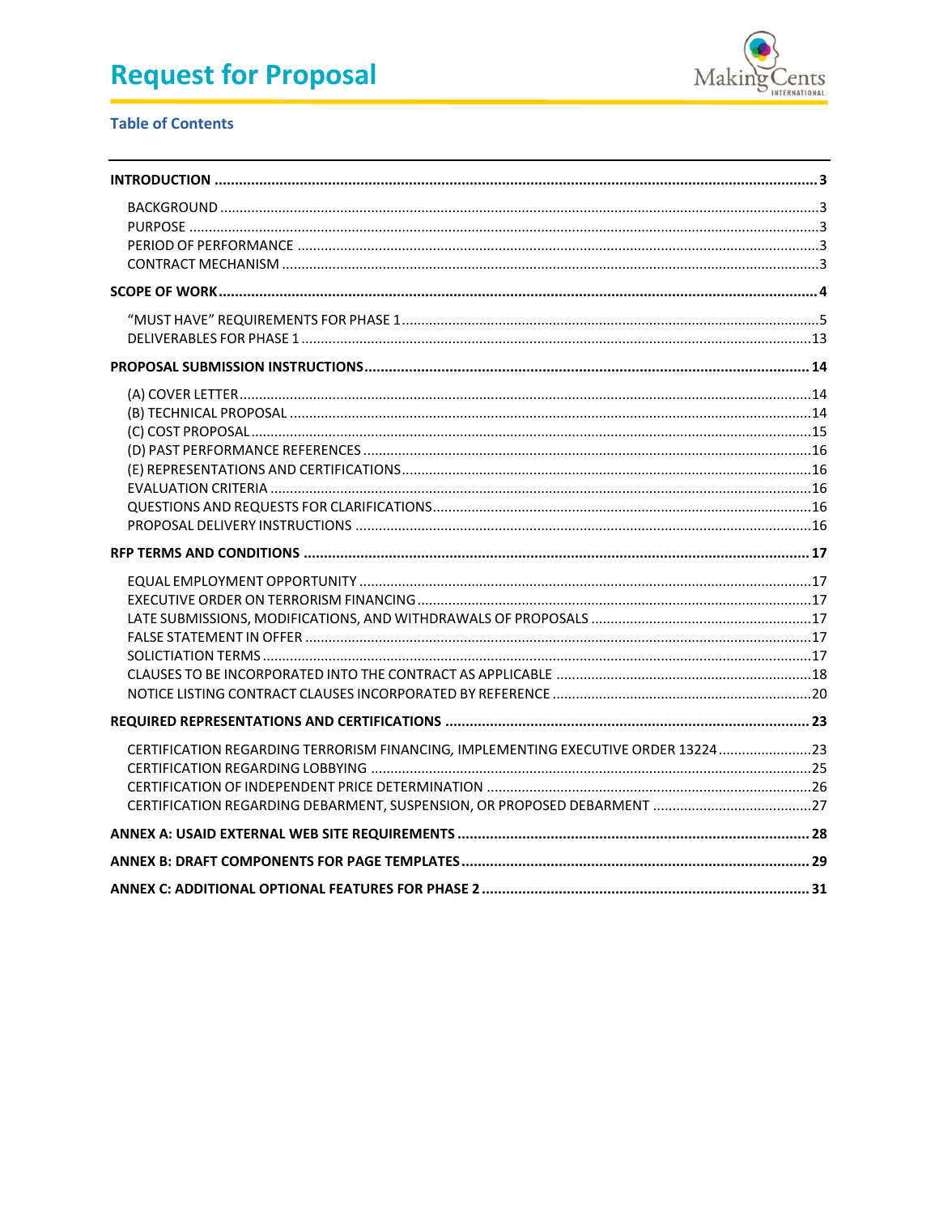# Request for Proposal

## Table of Contents

**INTRODUCTION** ... **3**

- BACKGROUND ... 3
- PURPOSE ... 3
- PERIOD OF PERFORMANCE ... 3
- CONTRACT MECHANISM ... 3

**SCOPE OF WORK** ... **4**

- "MUST HAVE" REQUIREMENTS FOR PHASE 1 ... 5
- DELIVERABLES FOR PHASE 1 ... 13

**PROPOSAL SUBMISSION INSTRUCTIONS** ... **14**

- (A) COVER LETTER ... 14
- (B) TECHNICAL PROPOSAL ... 14
- (C) COST PROPOSAL ... 15
- (D) PAST PERFORMANCE REFERENCES ... 16
- (E) REPRESENTATIONS AND CERTIFICATIONS ... 16
- EVALUATION CRITERIA ... 16
- QUESTIONS AND REQUESTS FOR CLARIFICATIONS ... 16
- PROPOSAL DELIVERY INSTRUCTIONS ... 16

**RFP TERMS AND CONDITIONS** ... **17**

- EQUAL EMPLOYMENT OPPORTUNITY ... 17
- EXECUTIVE ORDER ON TERRORISM FINANCING ... 17
- LATE SUBMISSIONS, MODIFICATIONS, AND WITHDRAWALS OF PROPOSALS ... 17
- FALSE STATEMENT IN OFFER ... 17
- SOLICTIATION TERMS ... 17
- CLAUSES TO BE INCORPORATED INTO THE CONTRACT AS APPLICABLE ... 18
- NOTICE LISTING CONTRACT CLAUSES INCORPORATED BY REFERENCE ... 20

**REQUIRED REPRESENTATIONS AND CERTIFICATIONS** ... **23**

- CERTIFICATION REGARDING TERRORISM FINANCING, IMPLEMENTING EXECUTIVE ORDER 13224 ... 23
- CERTIFICATION REGARDING LOBBYING ... 25
- CERTIFICATION OF INDEPENDENT PRICE DETERMINATION ... 26
- CERTIFICATION REGARDING DEBARMENT, SUSPENSION, OR PROPOSED DEBARMENT ... 27

**ANNEX A: USAID EXTERNAL WEB SITE REQUIREMENTS** ... **28**

**ANNEX B: DRAFT COMPONENTS FOR PAGE TEMPLATES** ... **29**

**ANNEX C: ADDITIONAL OPTIONAL FEATURES FOR PHASE 2** ... **31**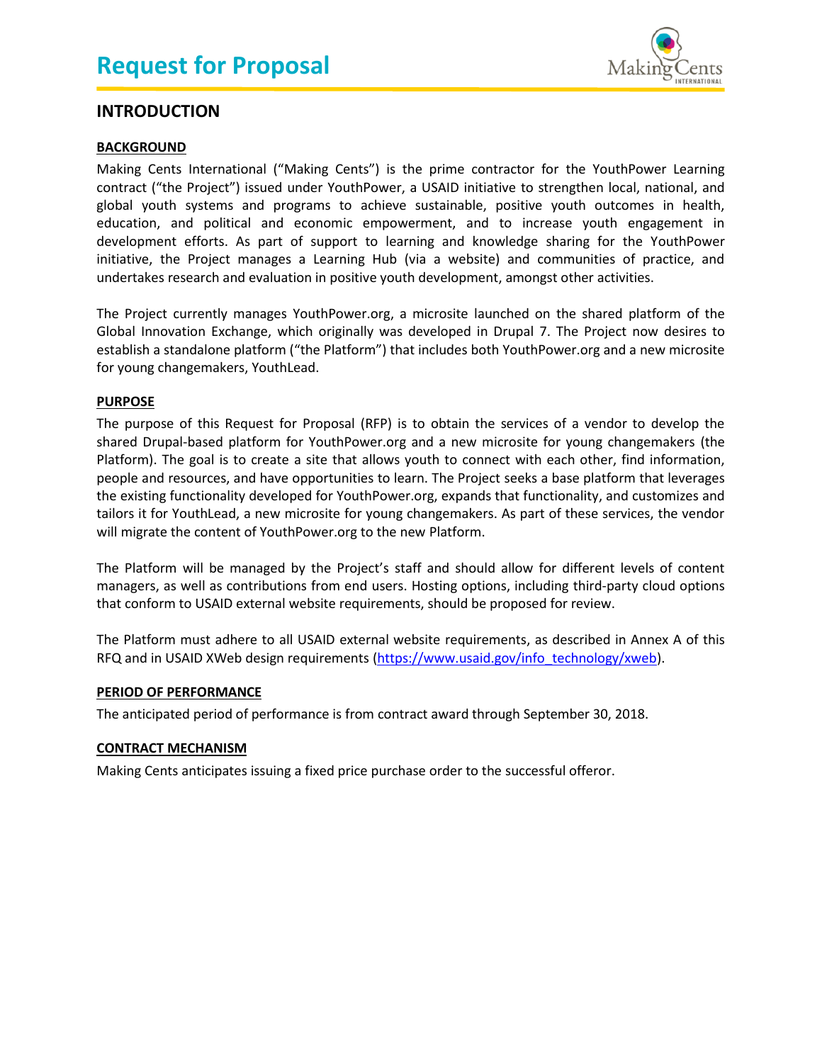# INTRODUCTION

## BACKGROUND

Making Cents International ("Making Cents") is the prime contractor for the YouthPower Learning contract ("the Project") issued under YouthPower, a USAID initiative to strengthen local, national, and global youth systems and programs to achieve sustainable, positive youth outcomes in health, education, and political and economic empowerment, and to increase youth engagement in development efforts. As part of support to learning and knowledge sharing for the YouthPower initiative, the Project manages a Learning Hub (via a website) and communities of practice, and undertakes research and evaluation in positive youth development, amongst other activities.

The Project currently manages YouthPower.org, a microsite launched on the shared platform of the Global Innovation Exchange, which originally was developed in Drupal 7. The Project now desires to establish a standalone platform ("the Platform") that includes both YouthPower.org and a new microsite for young changemakers, YouthLead.

## PURPOSE

The purpose of this Request for Proposal (RFP) is to obtain the services of a vendor to develop the shared Drupal-based platform for YouthPower.org and a new microsite for young changemakers (the Platform). The goal is to create a site that allows youth to connect with each other, find information, people and resources, and have opportunities to learn. The Project seeks a base platform that leverages the existing functionality developed for YouthPower.org, expands that functionality, and customizes and tailors it for YouthLead, a new microsite for young changemakers. As part of these services, the vendor will migrate the content of YouthPower.org to the new Platform.

The Platform will be managed by the Project's staff and should allow for different levels of content managers, as well as contributions from end users. Hosting options, including third-party cloud options that conform to USAID external website requirements, should be proposed for review.

The Platform must adhere to all USAID external website requirements, as described in Annex A of this RFQ and in USAID XWeb design requirements (https://www.usaid.gov/info_technology/xweb).

## PERIOD OF PERFORMANCE

The anticipated period of performance is from contract award through September 30, 2018.

## CONTRACT MECHANISM

Making Cents anticipates issuing a fixed price purchase order to the successful offeror.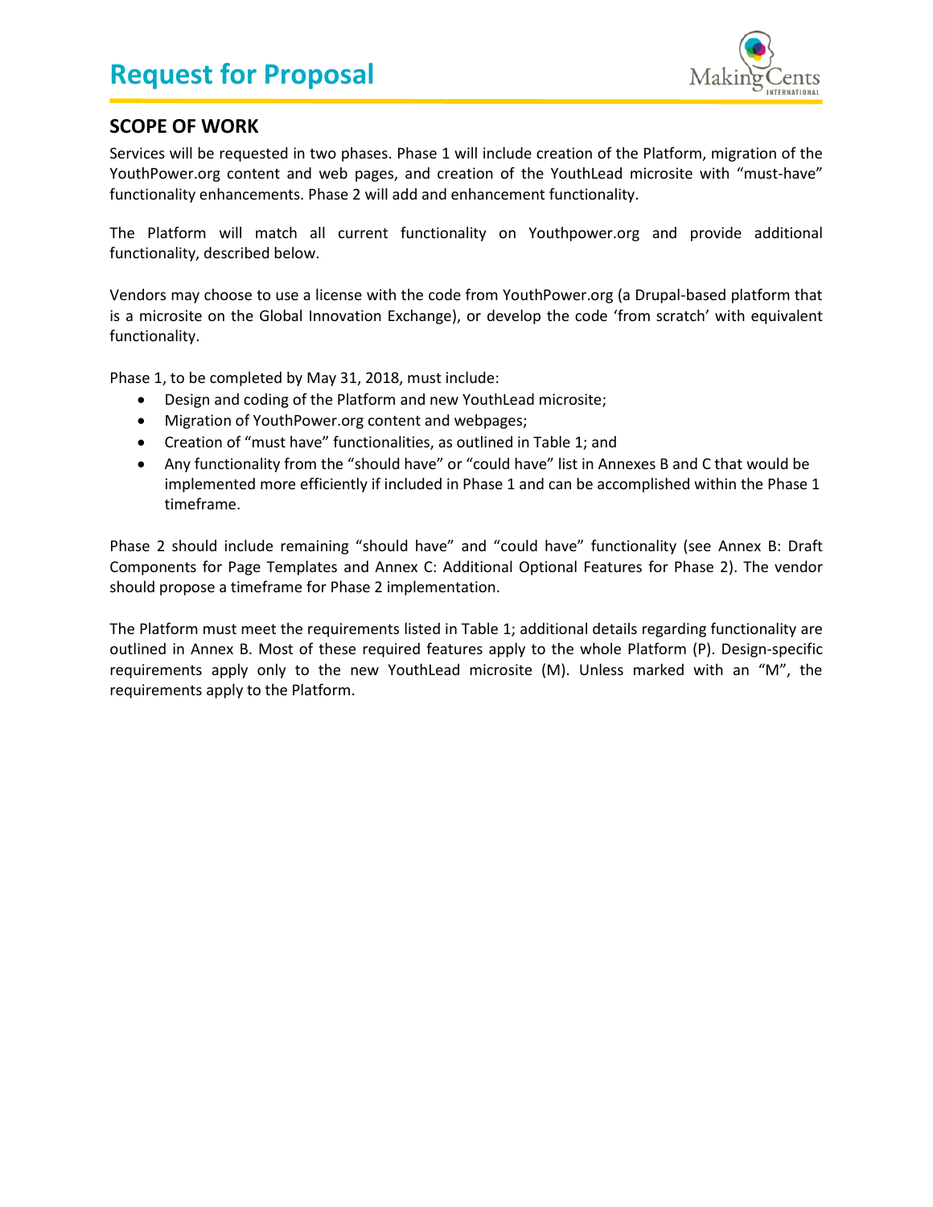## SCOPE OF WORK

Services will be requested in two phases. Phase 1 will include creation of the Platform, migration of the YouthPower.org content and web pages, and creation of the YouthLead microsite with "must-have" functionality enhancements. Phase 2 will add and enhancement functionality.

The Platform will match all current functionality on Youthpower.org and provide additional functionality, described below.

Vendors may choose to use a license with the code from YouthPower.org (a Drupal-based platform that is a microsite on the Global Innovation Exchange), or develop the code 'from scratch' with equivalent functionality.

Phase 1, to be completed by May 31, 2018, must include:

- Design and coding of the Platform and new YouthLead microsite;
- Migration of YouthPower.org content and webpages;
- Creation of "must have" functionalities, as outlined in Table 1; and
- Any functionality from the "should have" or "could have" list in Annexes B and C that would be implemented more efficiently if included in Phase 1 and can be accomplished within the Phase 1 timeframe.

Phase 2 should include remaining "should have" and "could have" functionality (see Annex B: Draft Components for Page Templates and Annex C: Additional Optional Features for Phase 2). The vendor should propose a timeframe for Phase 2 implementation.

The Platform must meet the requirements listed in Table 1; additional details regarding functionality are outlined in Annex B. Most of these required features apply to the whole Platform (P). Design-specific requirements apply only to the new YouthLead microsite (M). Unless marked with an "M", the requirements apply to the Platform.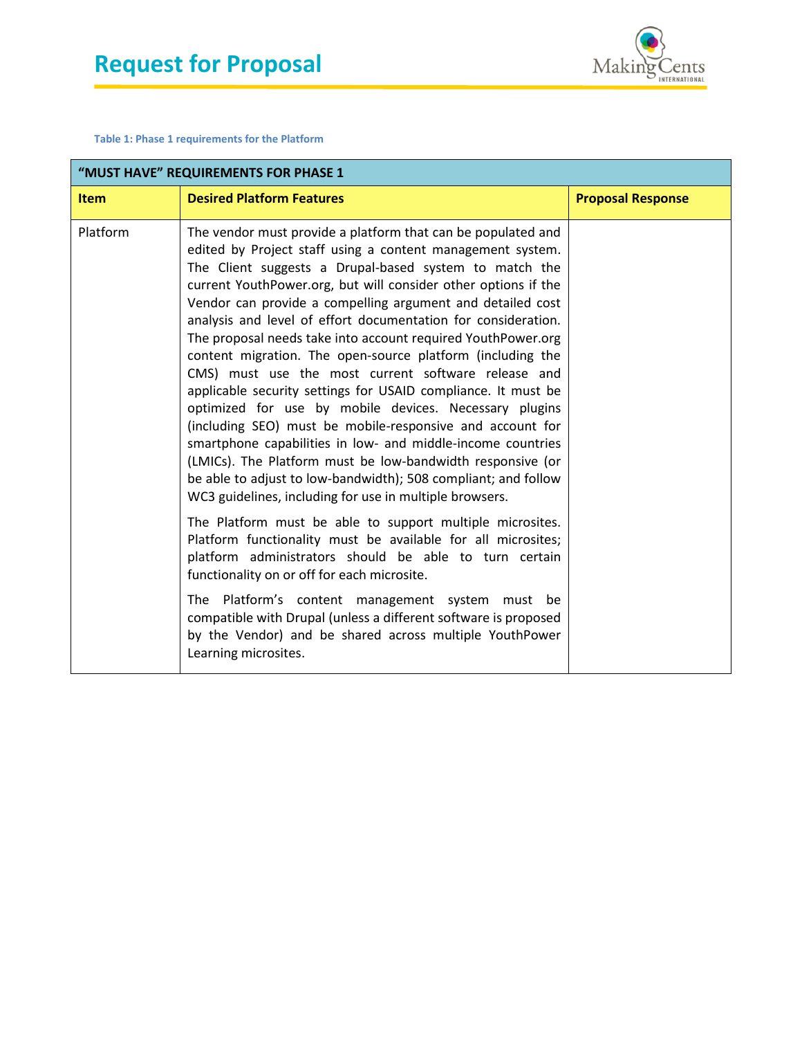Table 1: Phase 1 requirements for the Platform

| "MUST HAVE" REQUIREMENTS FOR PHASE 1 | | |
|---|---|---|
| **Item** | **Desired Platform Features** | **Proposal Response** |
| Platform | The vendor must provide a platform that can be populated and edited by Project staff using a content management system. The Client suggests a Drupal-based system to match the current YouthPower.org, but will consider other options if the Vendor can provide a compelling argument and detailed cost analysis and level of effort documentation for consideration. The proposal needs take into account required YouthPower.org content migration. The open-source platform (including the CMS) must use the most current software release and applicable security settings for USAID compliance. It must be optimized for use by mobile devices. Necessary plugins (including SEO) must be mobile-responsive and account for smartphone capabilities in low- and middle-income countries (LMICs). The Platform must be low-bandwidth responsive (or be able to adjust to low-bandwidth); 508 compliant; and follow WC3 guidelines, including for use in multiple browsers.<br><br>The Platform must be able to support multiple microsites. Platform functionality must be available for all microsites; platform administrators should be able to turn certain functionality on or off for each microsite.<br><br>The Platform's content management system must be compatible with Drupal (unless a different software is proposed by the Vendor) and be shared across multiple YouthPower Learning microsites. | |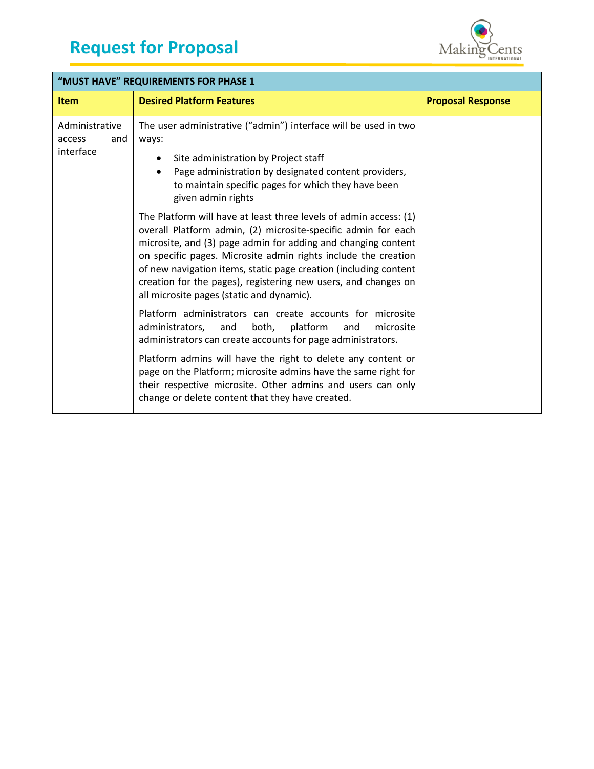| "MUST HAVE" REQUIREMENTS FOR PHASE 1 | | |
|---|---|---|
| **Item** | **Desired Platform Features** | **Proposal Response** |
| Administrative access and interface | The user administrative ("admin") interface will be used in two ways:<br>• Site administration by Project staff<br>• Page administration by designated content providers, to maintain specific pages for which they have been given admin rights<br><br>The Platform will have at least three levels of admin access: (1) overall Platform admin, (2) microsite-specific admin for each microsite, and (3) page admin for adding and changing content on specific pages. Microsite admin rights include the creation of new navigation items, static page creation (including content creation for the pages), registering new users, and changes on all microsite pages (static and dynamic).<br><br>Platform administrators can create accounts for microsite administrators, and both, platform and microsite administrators can create accounts for page administrators.<br><br>Platform admins will have the right to delete any content or page on the Platform; microsite admins have the same right for their respective microsite. Other admins and users can only change or delete content that they have created. | |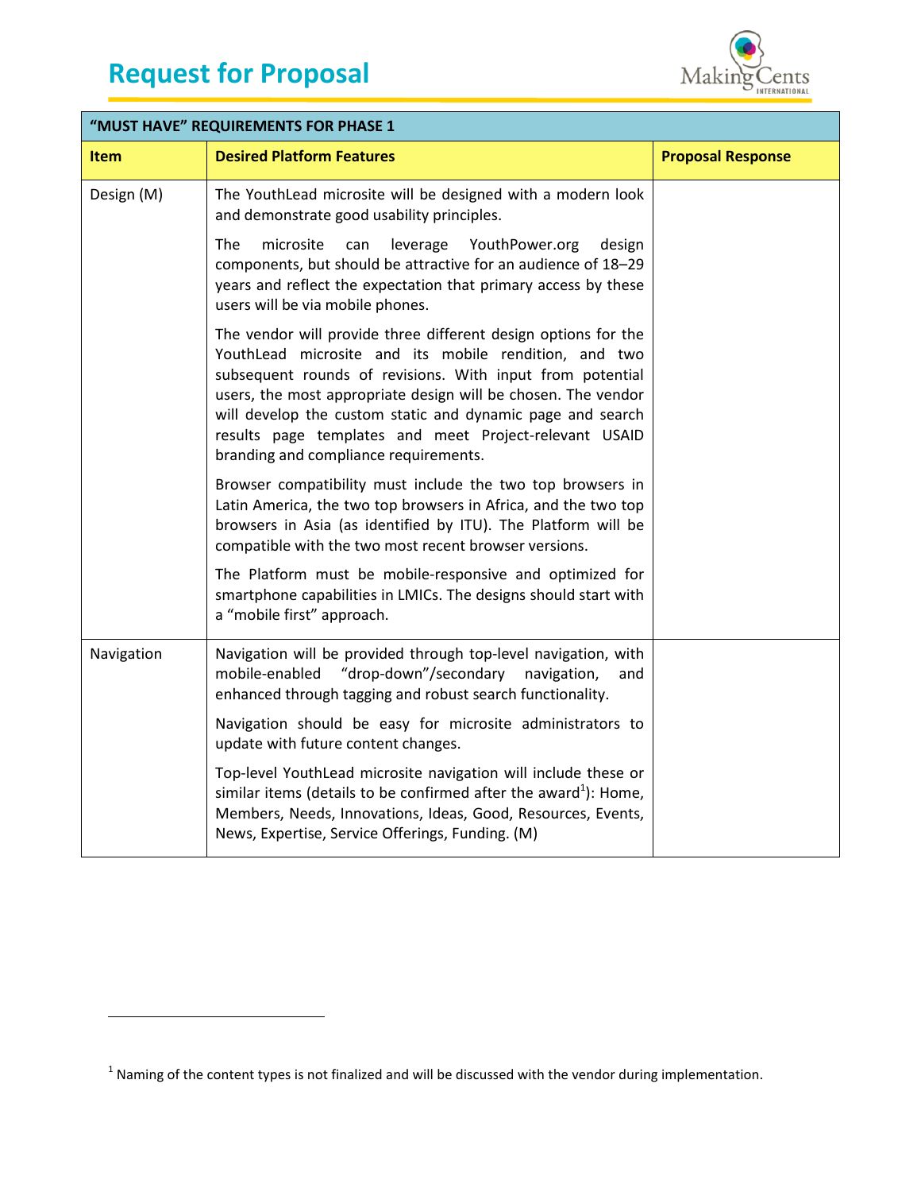| "MUST HAVE" REQUIREMENTS FOR PHASE 1 | | |
|---|---|---|
| **Item** | **Desired Platform Features** | **Proposal Response** |
| Design (M) | The YouthLead microsite will be designed with a modern look and demonstrate good usability principles.<br><br>The microsite can leverage YouthPower.org design components, but should be attractive for an audience of 18–29 years and reflect the expectation that primary access by these users will be via mobile phones.<br><br>The vendor will provide three different design options for the YouthLead microsite and its mobile rendition, and two subsequent rounds of revisions. With input from potential users, the most appropriate design will be chosen. The vendor will develop the custom static and dynamic page and search results page templates and meet Project-relevant USAID branding and compliance requirements.<br><br>Browser compatibility must include the two top browsers in Latin America, the two top browsers in Africa, and the two top browsers in Asia (as identified by ITU). The Platform will be compatible with the two most recent browser versions.<br><br>The Platform must be mobile-responsive and optimized for smartphone capabilities in LMICs. The designs should start with a "mobile first" approach. | |
| Navigation | Navigation will be provided through top-level navigation, with mobile-enabled "drop-down"/secondary navigation, and enhanced through tagging and robust search functionality.<br><br>Navigation should be easy for microsite administrators to update with future content changes.<br><br>Top-level YouthLead microsite navigation will include these or similar items (details to be confirmed after the award[1]): Home, Members, Needs, Innovations, Ideas, Good, Resources, Events, News, Expertise, Service Offerings, Funding. (M) | |

[1] Naming of the content types is not finalized and will be discussed with the vendor during implementation.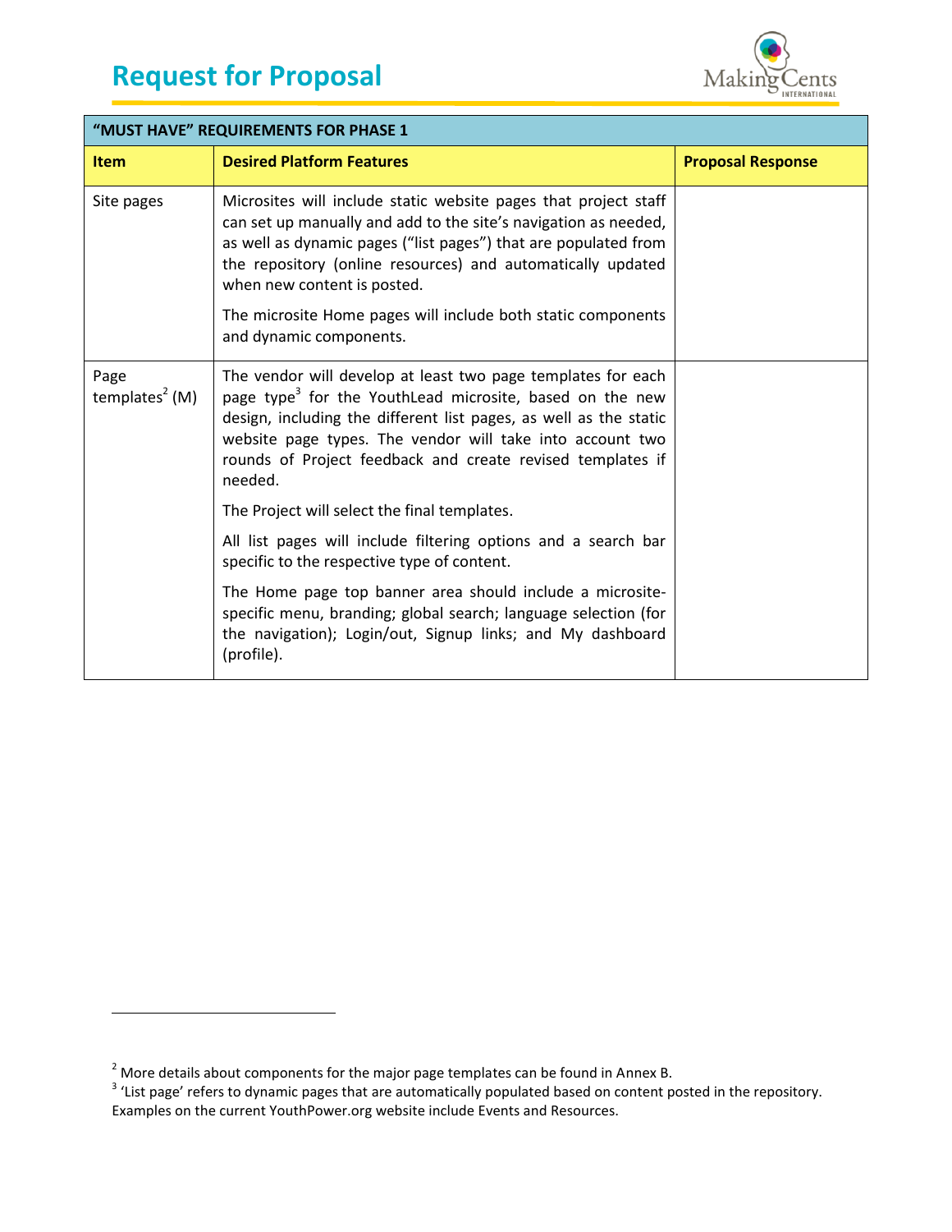| "MUST HAVE" REQUIREMENTS FOR PHASE 1 | | |
|---|---|---|
| **Item** | **Desired Platform Features** | **Proposal Response** |
| Site pages | Microsites will include static website pages that project staff can set up manually and add to the site's navigation as needed, as well as dynamic pages ("list pages") that are populated from the repository (online resources) and automatically updated when new content is posted.<br><br>The microsite Home pages will include both static components and dynamic components. | |
| Page templates[2] (M) | The vendor will develop at least two page templates for each page type[3] for the YouthLead microsite, based on the new design, including the different list pages, as well as the static website page types. The vendor will take into account two rounds of Project feedback and create revised templates if needed.<br><br>The Project will select the final templates.<br><br>All list pages will include filtering options and a search bar specific to the respective type of content.<br><br>The Home page top banner area should include a microsite-specific menu, branding; global search; language selection (for the navigation); Login/out, Signup links; and My dashboard (profile). | |

[2] More details about components for the major page templates can be found in Annex B.

[3] 'List page' refers to dynamic pages that are automatically populated based on content posted in the repository. Examples on the current YouthPower.org website include Events and Resources.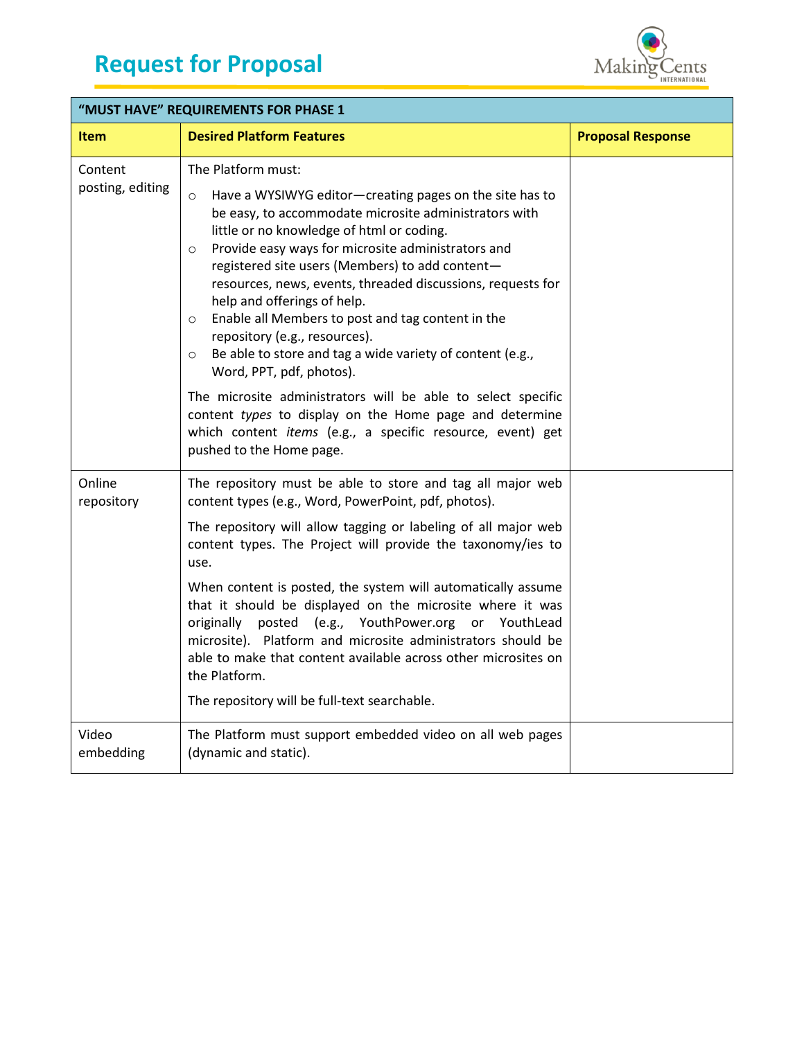| "MUST HAVE" REQUIREMENTS FOR PHASE 1 | | |
|---|---|---|
| **Item** | **Desired Platform Features** | **Proposal Response** |
| Content posting, editing | The Platform must:<br>○ Have a WYSIWYG editor—creating pages on the site has to be easy, to accommodate microsite administrators with little or no knowledge of html or coding.<br>○ Provide easy ways for microsite administrators and registered site users (Members) to add content—resources, news, events, threaded discussions, requests for help and offerings of help.<br>○ Enable all Members to post and tag content in the repository (e.g., resources).<br>○ Be able to store and tag a wide variety of content (e.g., Word, PPT, pdf, photos).<br><br>The microsite administrators will be able to select specific content *types* to display on the Home page and determine which content *items* (e.g., a specific resource, event) get pushed to the Home page. | |
| Online repository | The repository must be able to store and tag all major web content types (e.g., Word, PowerPoint, pdf, photos).<br><br>The repository will allow tagging or labeling of all major web content types. The Project will provide the taxonomy/ies to use.<br><br>When content is posted, the system will automatically assume that it should be displayed on the microsite where it was originally posted (e.g., YouthPower.org or YouthLead microsite). Platform and microsite administrators should be able to make that content available across other microsites on the Platform.<br><br>The repository will be full-text searchable. | |
| Video embedding | The Platform must support embedded video on all web pages (dynamic and static). | |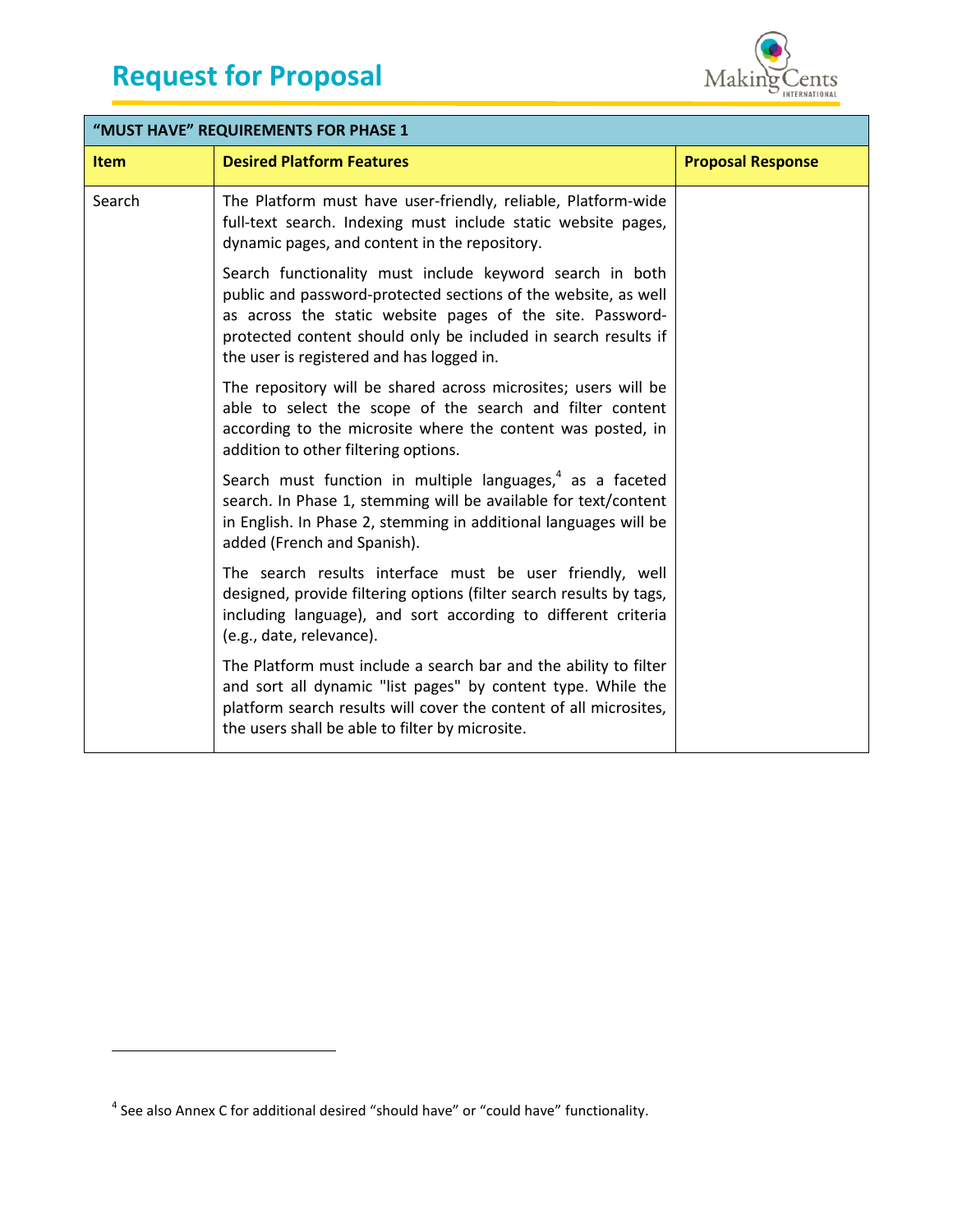| "MUST HAVE" REQUIREMENTS FOR PHASE 1 | | |
|---|---|---|
| **Item** | **Desired Platform Features** | **Proposal Response** |
| Search | The Platform must have user-friendly, reliable, Platform-wide full-text search. Indexing must include static website pages, dynamic pages, and content in the repository.<br><br>Search functionality must include keyword search in both public and password-protected sections of the website, as well as across the static website pages of the site. Password-protected content should only be included in search results if the user is registered and has logged in.<br><br>The repository will be shared across microsites; users will be able to select the scope of the search and filter content according to the microsite where the content was posted, in addition to other filtering options.<br><br>Search must function in multiple languages,[4] as a faceted search. In Phase 1, stemming will be available for text/content in English. In Phase 2, stemming in additional languages will be added (French and Spanish).<br><br>The search results interface must be user friendly, well designed, provide filtering options (filter search results by tags, including language), and sort according to different criteria (e.g., date, relevance).<br><br>The Platform must include a search bar and the ability to filter and sort all dynamic "list pages" by content type. While the platform search results will cover the content of all microsites, the users shall be able to filter by microsite. | |

[4] See also Annex C for additional desired "should have" or "could have" functionality.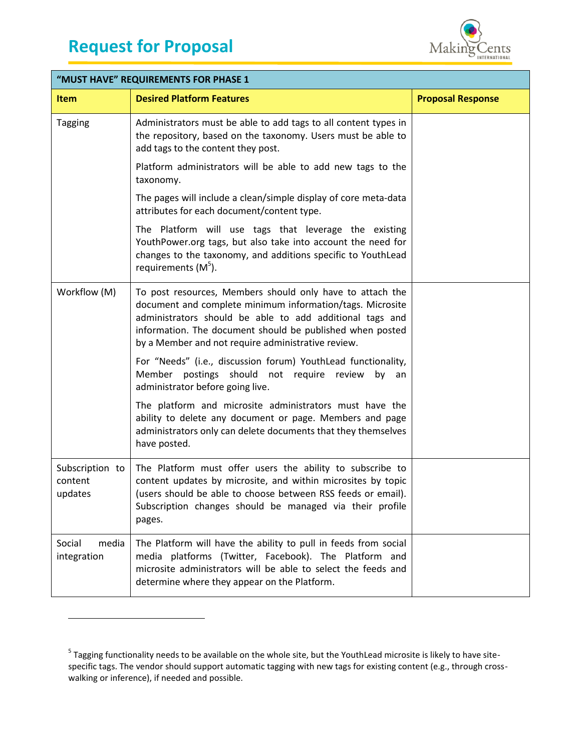| "MUST HAVE" REQUIREMENTS FOR PHASE 1 | | |
|---|---|---|
| **Item** | **Desired Platform Features** | **Proposal Response** |
| Tagging | Administrators must be able to add tags to all content types in the repository, based on the taxonomy. Users must be able to add tags to the content they post.<br><br>Platform administrators will be able to add new tags to the taxonomy.<br><br>The pages will include a clean/simple display of core meta-data attributes for each document/content type.<br><br>The Platform will use tags that leverage the existing YouthPower.org tags, but also take into account the need for changes to the taxonomy, and additions specific to YouthLead requirements (M[5]). | |
| Workflow (M) | To post resources, Members should only have to attach the document and complete minimum information/tags. Microsite administrators should be able to add additional tags and information. The document should be published when posted by a Member and not require administrative review.<br><br>For "Needs" (i.e., discussion forum) YouthLead functionality, Member postings should not require review by an administrator before going live.<br><br>The platform and microsite administrators must have the ability to delete any document or page. Members and page administrators only can delete documents that they themselves have posted. | |
| Subscription to content updates | The Platform must offer users the ability to subscribe to content updates by microsite, and within microsites by topic (users should be able to choose between RSS feeds or email). Subscription changes should be managed via their profile pages. | |
| Social media integration | The Platform will have the ability to pull in feeds from social media platforms (Twitter, Facebook). The Platform and microsite administrators will be able to select the feeds and determine where they appear on the Platform. | |

[5] Tagging functionality needs to be available on the whole site, but the YouthLead microsite is likely to have site-specific tags. The vendor should support automatic tagging with new tags for existing content (e.g., through cross-walking or inference), if needed and possible.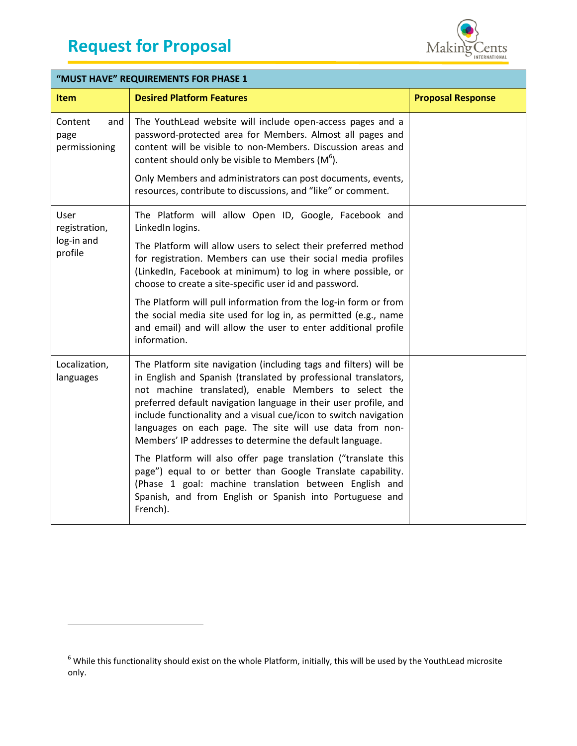| "MUST HAVE" REQUIREMENTS FOR PHASE 1 | | |
|---|---|---|
| **Item** | **Desired Platform Features** | **Proposal Response** |
| Content and page permissioning | The YouthLead website will include open-access pages and a password-protected area for Members. Almost all pages and content will be visible to non-Members. Discussion areas and content should only be visible to Members (M[6]).<br><br>Only Members and administrators can post documents, events, resources, contribute to discussions, and "like" or comment. | |
| User registration, log-in and profile | The Platform will allow Open ID, Google, Facebook and LinkedIn logins.<br><br>The Platform will allow users to select their preferred method for registration. Members can use their social media profiles (LinkedIn, Facebook at minimum) to log in where possible, or choose to create a site-specific user id and password.<br><br>The Platform will pull information from the log-in form or from the social media site used for log in, as permitted (e.g., name and email) and will allow the user to enter additional profile information. | |
| Localization, languages | The Platform site navigation (including tags and filters) will be in English and Spanish (translated by professional translators, not machine translated), enable Members to select the preferred default navigation language in their user profile, and include functionality and a visual cue/icon to switch navigation languages on each page. The site will use data from non-Members' IP addresses to determine the default language.<br><br>The Platform will also offer page translation ("translate this page") equal to or better than Google Translate capability. (Phase 1 goal: machine translation between English and Spanish, and from English or Spanish into Portuguese and French). | |

[6] While this functionality should exist on the whole Platform, initially, this will be used by the YouthLead microsite only.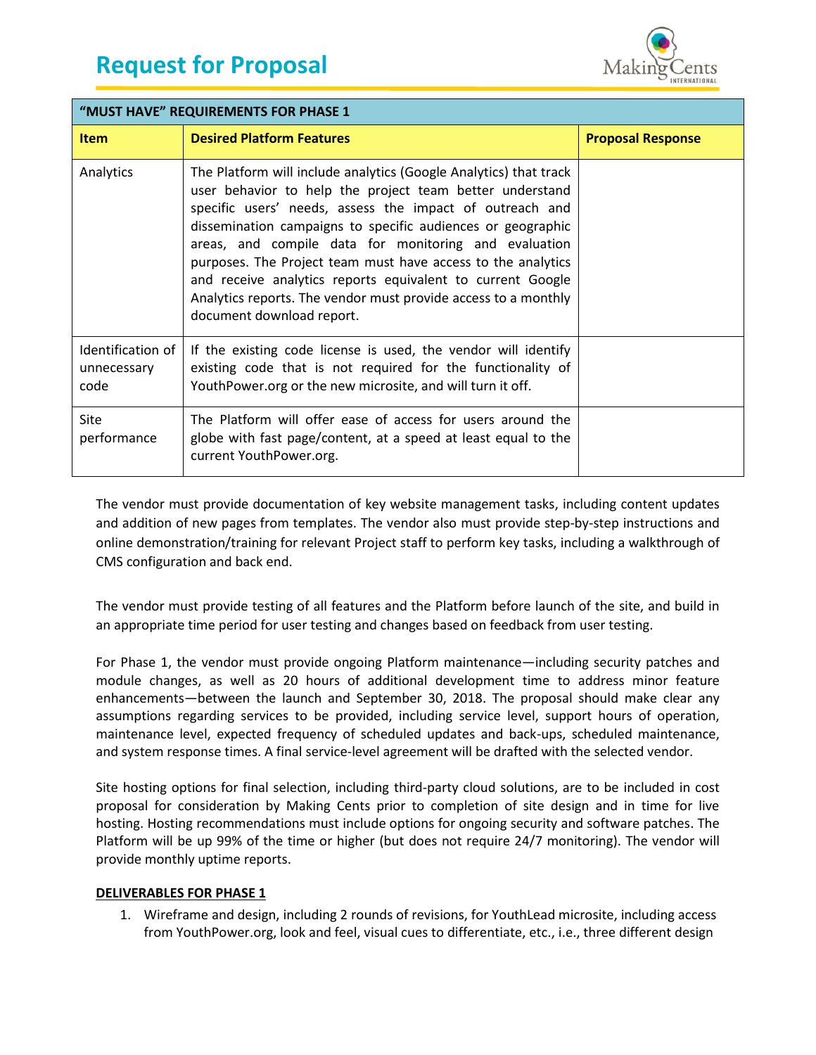| "MUST HAVE" REQUIREMENTS FOR PHASE 1 | | |
|---|---|---|
| **Item** | **Desired Platform Features** | **Proposal Response** |
| Analytics | The Platform will include analytics (Google Analytics) that track user behavior to help the project team better understand specific users' needs, assess the impact of outreach and dissemination campaigns to specific audiences or geographic areas, and compile data for monitoring and evaluation purposes. The Project team must have access to the analytics and receive analytics reports equivalent to current Google Analytics reports. The vendor must provide access to a monthly document download report. | |
| Identification of unnecessary code | If the existing code license is used, the vendor will identify existing code that is not required for the functionality of YouthPower.org or the new microsite, and will turn it off. | |
| Site performance | The Platform will offer ease of access for users around the globe with fast page/content, at a speed at least equal to the current YouthPower.org. | |

The vendor must provide documentation of key website management tasks, including content updates and addition of new pages from templates. The vendor also must provide step-by-step instructions and online demonstration/training for relevant Project staff to perform key tasks, including a walkthrough of CMS configuration and back end.

The vendor must provide testing of all features and the Platform before launch of the site, and build in an appropriate time period for user testing and changes based on feedback from user testing.

For Phase 1, the vendor must provide ongoing Platform maintenance—including security patches and module changes, as well as 20 hours of additional development time to address minor feature enhancements—between the launch and September 30, 2018. The proposal should make clear any assumptions regarding services to be provided, including service level, support hours of operation, maintenance level, expected frequency of scheduled updates and back-ups, scheduled maintenance, and system response times. A final service-level agreement will be drafted with the selected vendor.

Site hosting options for final selection, including third-party cloud solutions, are to be included in cost proposal for consideration by Making Cents prior to completion of site design and in time for live hosting. Hosting recommendations must include options for ongoing security and software patches. The Platform will be up 99% of the time or higher (but does not require 24/7 monitoring). The vendor will provide monthly uptime reports.

**DELIVERABLES FOR PHASE 1**

1. Wireframe and design, including 2 rounds of revisions, for YouthLead microsite, including access from YouthPower.org, look and feel, visual cues to differentiate, etc., i.e., three different design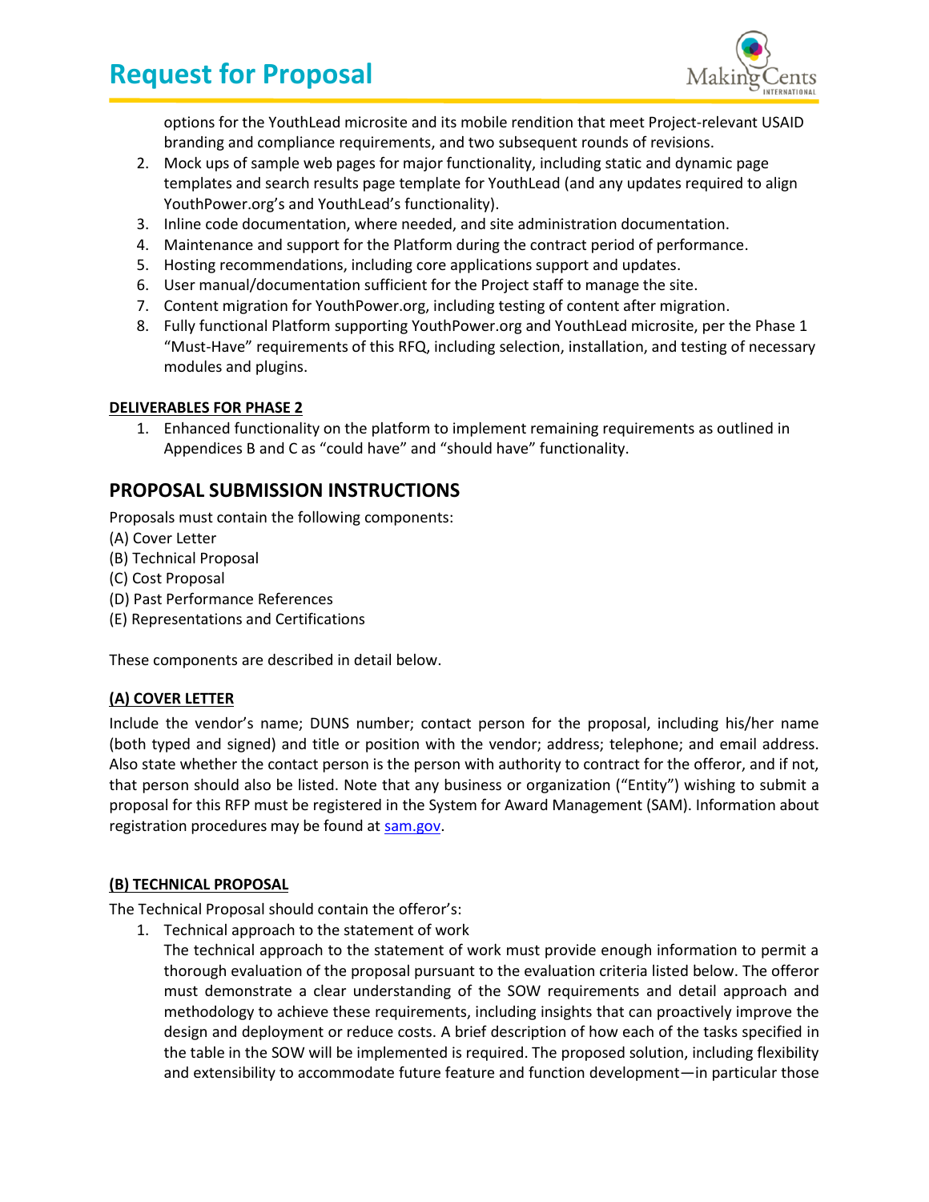options for the YouthLead microsite and its mobile rendition that meet Project-relevant USAID branding and compliance requirements, and two subsequent rounds of revisions.

2. Mock ups of sample web pages for major functionality, including static and dynamic page templates and search results page template for YouthLead (and any updates required to align YouthPower.org's and YouthLead's functionality).
3. Inline code documentation, where needed, and site administration documentation.
4. Maintenance and support for the Platform during the contract period of performance.
5. Hosting recommendations, including core applications support and updates.
6. User manual/documentation sufficient for the Project staff to manage the site.
7. Content migration for YouthPower.org, including testing of content after migration.
8. Fully functional Platform supporting YouthPower.org and YouthLead microsite, per the Phase 1 "Must-Have" requirements of this RFQ, including selection, installation, and testing of necessary modules and plugins.

**DELIVERABLES FOR PHASE 2**

1. Enhanced functionality on the platform to implement remaining requirements as outlined in Appendices B and C as "could have" and "should have" functionality.

## PROPOSAL SUBMISSION INSTRUCTIONS

Proposals must contain the following components:

(A) Cover Letter
(B) Technical Proposal
(C) Cost Proposal
(D) Past Performance References
(E) Representations and Certifications

These components are described in detail below.

**(A) COVER LETTER**

Include the vendor's name; DUNS number; contact person for the proposal, including his/her name (both typed and signed) and title or position with the vendor; address; telephone; and email address. Also state whether the contact person is the person with authority to contract for the offeror, and if not, that person should also be listed. Note that any business or organization ("Entity") wishing to submit a proposal for this RFP must be registered in the System for Award Management (SAM). Information about registration procedures may be found at sam.gov.

**(B) TECHNICAL PROPOSAL**

The Technical Proposal should contain the offeror's:

1. Technical approach to the statement of work
   The technical approach to the statement of work must provide enough information to permit a thorough evaluation of the proposal pursuant to the evaluation criteria listed below. The offeror must demonstrate a clear understanding of the SOW requirements and detail approach and methodology to achieve these requirements, including insights that can proactively improve the design and deployment or reduce costs. A brief description of how each of the tasks specified in the table in the SOW will be implemented is required. The proposed solution, including flexibility and extensibility to accommodate future feature and function development—in particular those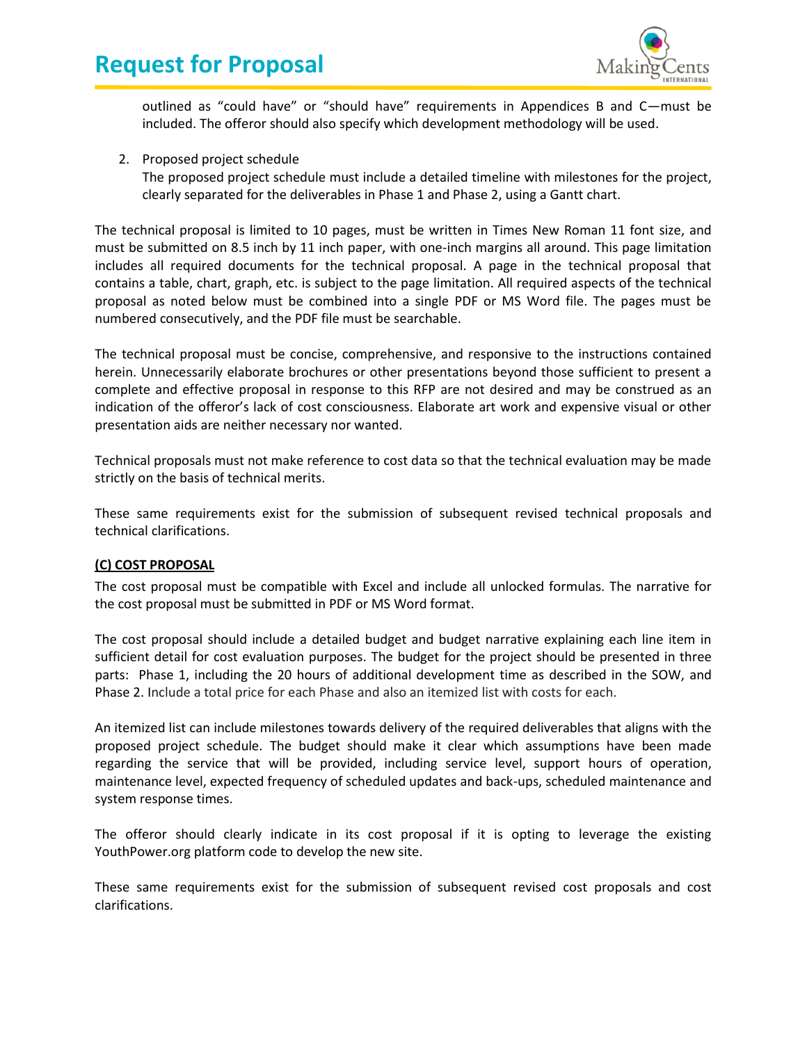outlined as "could have" or "should have" requirements in Appendices B and C—must be included. The offeror should also specify which development methodology will be used.

2. Proposed project schedule
   The proposed project schedule must include a detailed timeline with milestones for the project, clearly separated for the deliverables in Phase 1 and Phase 2, using a Gantt chart.

The technical proposal is limited to 10 pages, must be written in Times New Roman 11 font size, and must be submitted on 8.5 inch by 11 inch paper, with one-inch margins all around. This page limitation includes all required documents for the technical proposal. A page in the technical proposal that contains a table, chart, graph, etc. is subject to the page limitation. All required aspects of the technical proposal as noted below must be combined into a single PDF or MS Word file. The pages must be numbered consecutively, and the PDF file must be searchable.

The technical proposal must be concise, comprehensive, and responsive to the instructions contained herein. Unnecessarily elaborate brochures or other presentations beyond those sufficient to present a complete and effective proposal in response to this RFP are not desired and may be construed as an indication of the offeror's lack of cost consciousness. Elaborate art work and expensive visual or other presentation aids are neither necessary nor wanted.

Technical proposals must not make reference to cost data so that the technical evaluation may be made strictly on the basis of technical merits.

These same requirements exist for the submission of subsequent revised technical proposals and technical clarifications.

**(C) COST PROPOSAL**

The cost proposal must be compatible with Excel and include all unlocked formulas. The narrative for the cost proposal must be submitted in PDF or MS Word format.

The cost proposal should include a detailed budget and budget narrative explaining each line item in sufficient detail for cost evaluation purposes. The budget for the project should be presented in three parts: Phase 1, including the 20 hours of additional development time as described in the SOW, and Phase 2. Include a total price for each Phase and also an itemized list with costs for each.

An itemized list can include milestones towards delivery of the required deliverables that aligns with the proposed project schedule. The budget should make it clear which assumptions have been made regarding the service that will be provided, including service level, support hours of operation, maintenance level, expected frequency of scheduled updates and back-ups, scheduled maintenance and system response times.

The offeror should clearly indicate in its cost proposal if it is opting to leverage the existing YouthPower.org platform code to develop the new site.

These same requirements exist for the submission of subsequent revised cost proposals and cost clarifications.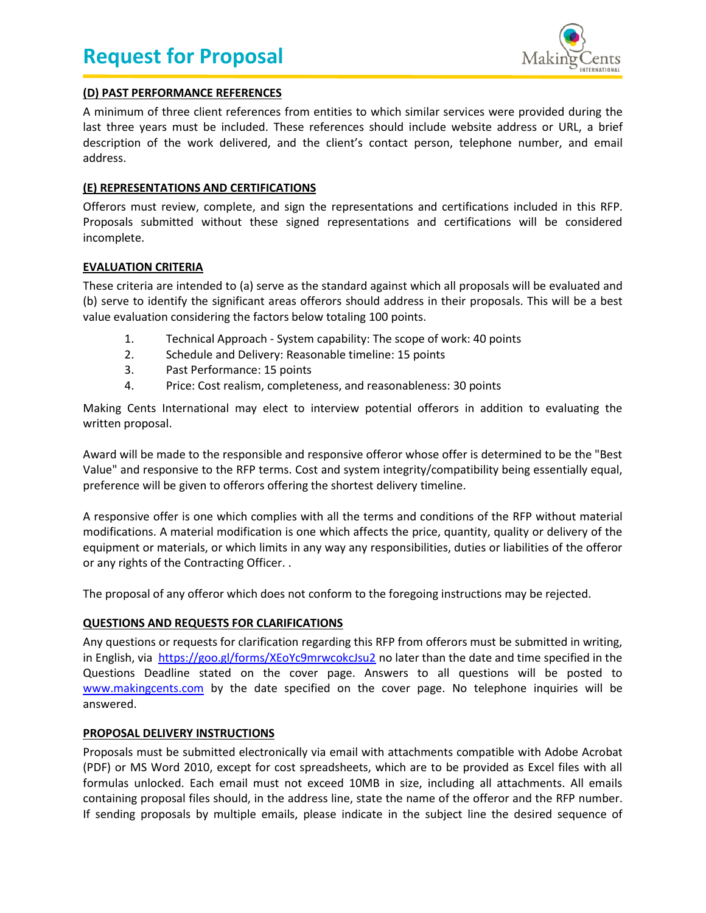### (D) PAST PERFORMANCE REFERENCES

A minimum of three client references from entities to which similar services were provided during the last three years must be included. These references should include website address or URL, a brief description of the work delivered, and the client's contact person, telephone number, and email address.

### (E) REPRESENTATIONS AND CERTIFICATIONS

Offerors must review, complete, and sign the representations and certifications included in this RFP. Proposals submitted without these signed representations and certifications will be considered incomplete.

### EVALUATION CRITERIA

These criteria are intended to (a) serve as the standard against which all proposals will be evaluated and (b) serve to identify the significant areas offerors should address in their proposals. This will be a best value evaluation considering the factors below totaling 100 points.

1. Technical Approach - System capability: The scope of work: 40 points
2. Schedule and Delivery: Reasonable timeline: 15 points
3. Past Performance: 15 points
4. Price: Cost realism, completeness, and reasonableness: 30 points

Making Cents International may elect to interview potential offerors in addition to evaluating the written proposal.

Award will be made to the responsible and responsive offeror whose offer is determined to be the "Best Value" and responsive to the RFP terms. Cost and system integrity/compatibility being essentially equal, preference will be given to offerors offering the shortest delivery timeline.

A responsive offer is one which complies with all the terms and conditions of the RFP without material modifications. A material modification is one which affects the price, quantity, quality or delivery of the equipment or materials, or which limits in any way any responsibilities, duties or liabilities of the offeror or any rights of the Contracting Officer. .

The proposal of any offeror which does not conform to the foregoing instructions may be rejected.

### QUESTIONS AND REQUESTS FOR CLARIFICATIONS

Any questions or requests for clarification regarding this RFP from offerors must be submitted in writing, in English, via https://goo.gl/forms/XEoYc9mrwcokcJsu2 no later than the date and time specified in the Questions Deadline stated on the cover page. Answers to all questions will be posted to www.makingcents.com by the date specified on the cover page. No telephone inquiries will be answered.

### PROPOSAL DELIVERY INSTRUCTIONS

Proposals must be submitted electronically via email with attachments compatible with Adobe Acrobat (PDF) or MS Word 2010, except for cost spreadsheets, which are to be provided as Excel files with all formulas unlocked. Each email must not exceed 10MB in size, including all attachments. All emails containing proposal files should, in the address line, state the name of the offeror and the RFP number. If sending proposals by multiple emails, please indicate in the subject line the desired sequence of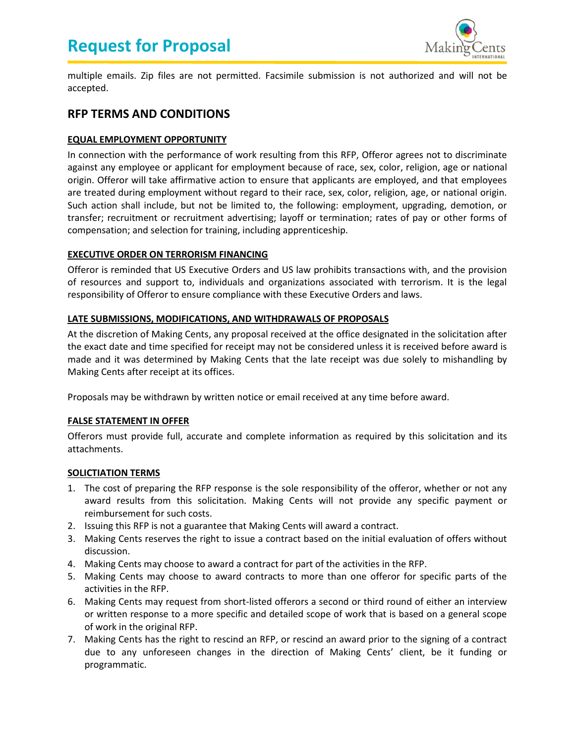multiple emails. Zip files are not permitted. Facsimile submission is not authorized and will not be accepted.

## RFP TERMS AND CONDITIONS

### EQUAL EMPLOYMENT OPPORTUNITY

In connection with the performance of work resulting from this RFP, Offeror agrees not to discriminate against any employee or applicant for employment because of race, sex, color, religion, age or national origin. Offeror will take affirmative action to ensure that applicants are employed, and that employees are treated during employment without regard to their race, sex, color, religion, age, or national origin. Such action shall include, but not be limited to, the following: employment, upgrading, demotion, or transfer; recruitment or recruitment advertising; layoff or termination; rates of pay or other forms of compensation; and selection for training, including apprenticeship.

### EXECUTIVE ORDER ON TERRORISM FINANCING

Offeror is reminded that US Executive Orders and US law prohibits transactions with, and the provision of resources and support to, individuals and organizations associated with terrorism. It is the legal responsibility of Offeror to ensure compliance with these Executive Orders and laws.

### LATE SUBMISSIONS, MODIFICATIONS, AND WITHDRAWALS OF PROPOSALS

At the discretion of Making Cents, any proposal received at the office designated in the solicitation after the exact date and time specified for receipt may not be considered unless it is received before award is made and it was determined by Making Cents that the late receipt was due solely to mishandling by Making Cents after receipt at its offices.

Proposals may be withdrawn by written notice or email received at any time before award.

### FALSE STATEMENT IN OFFER

Offerors must provide full, accurate and complete information as required by this solicitation and its attachments.

### SOLICTIATION TERMS

1. The cost of preparing the RFP response is the sole responsibility of the offeror, whether or not any award results from this solicitation. Making Cents will not provide any specific payment or reimbursement for such costs.
2. Issuing this RFP is not a guarantee that Making Cents will award a contract.
3. Making Cents reserves the right to issue a contract based on the initial evaluation of offers without discussion.
4. Making Cents may choose to award a contract for part of the activities in the RFP.
5. Making Cents may choose to award contracts to more than one offeror for specific parts of the activities in the RFP.
6. Making Cents may request from short-listed offerors a second or third round of either an interview or written response to a more specific and detailed scope of work that is based on a general scope of work in the original RFP.
7. Making Cents has the right to rescind an RFP, or rescind an award prior to the signing of a contract due to any unforeseen changes in the direction of Making Cents' client, be it funding or programmatic.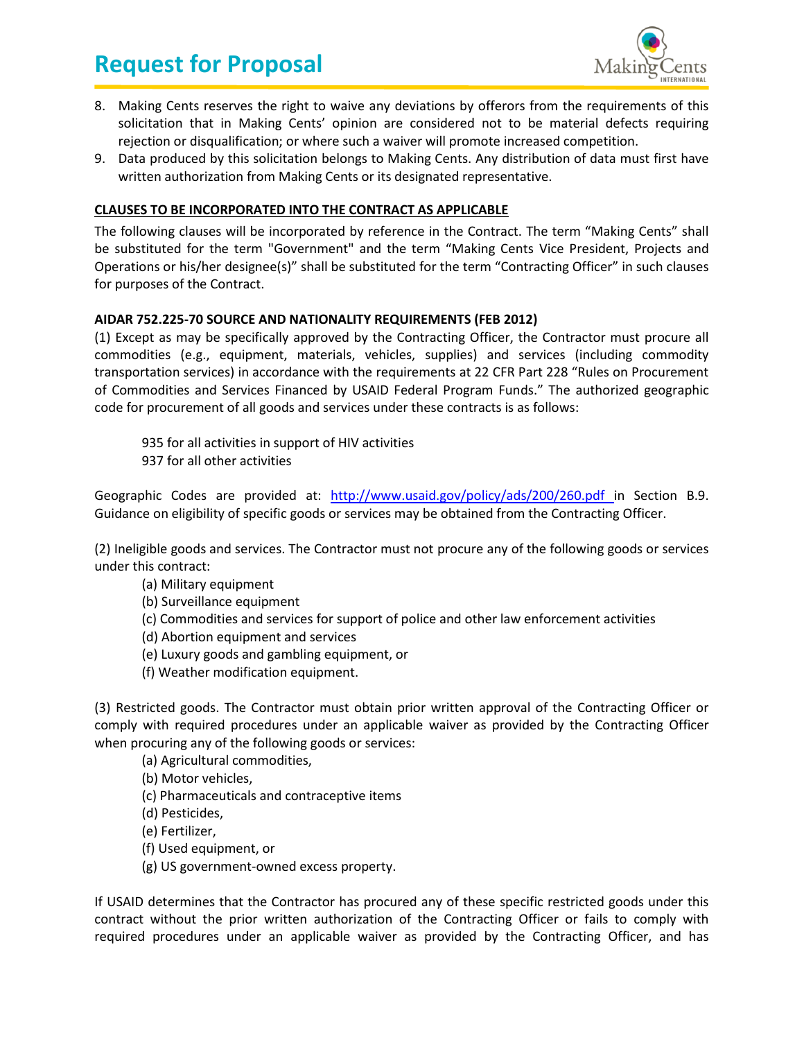8. Making Cents reserves the right to waive any deviations by offerors from the requirements of this solicitation that in Making Cents' opinion are considered not to be material defects requiring rejection or disqualification; or where such a waiver will promote increased competition.
9. Data produced by this solicitation belongs to Making Cents. Any distribution of data must first have written authorization from Making Cents or its designated representative.

**CLAUSES TO BE INCORPORATED INTO THE CONTRACT AS APPLICABLE**

The following clauses will be incorporated by reference in the Contract. The term "Making Cents" shall be substituted for the term "Government" and the term "Making Cents Vice President, Projects and Operations or his/her designee(s)" shall be substituted for the term "Contracting Officer" in such clauses for purposes of the Contract.

**AIDAR 752.225-70 SOURCE AND NATIONALITY REQUIREMENTS (FEB 2012)**

(1) Except as may be specifically approved by the Contracting Officer, the Contractor must procure all commodities (e.g., equipment, materials, vehicles, supplies) and services (including commodity transportation services) in accordance with the requirements at 22 CFR Part 228 "Rules on Procurement of Commodities and Services Financed by USAID Federal Program Funds." The authorized geographic code for procurement of all goods and services under these contracts is as follows:

935 for all activities in support of HIV activities
937 for all other activities

Geographic Codes are provided at: [http://www.usaid.gov/policy/ads/200/260.pdf](http://www.usaid.gov/policy/ads/200/260.pdf) in Section B.9. Guidance on eligibility of specific goods or services may be obtained from the Contracting Officer.

(2) Ineligible goods and services. The Contractor must not procure any of the following goods or services under this contract:

(a) Military equipment
(b) Surveillance equipment
(c) Commodities and services for support of police and other law enforcement activities
(d) Abortion equipment and services
(e) Luxury goods and gambling equipment, or
(f) Weather modification equipment.

(3) Restricted goods. The Contractor must obtain prior written approval of the Contracting Officer or comply with required procedures under an applicable waiver as provided by the Contracting Officer when procuring any of the following goods or services:

(a) Agricultural commodities,
(b) Motor vehicles,
(c) Pharmaceuticals and contraceptive items
(d) Pesticides,
(e) Fertilizer,
(f) Used equipment, or
(g) US government-owned excess property.

If USAID determines that the Contractor has procured any of these specific restricted goods under this contract without the prior written authorization of the Contracting Officer or fails to comply with required procedures under an applicable waiver as provided by the Contracting Officer, and has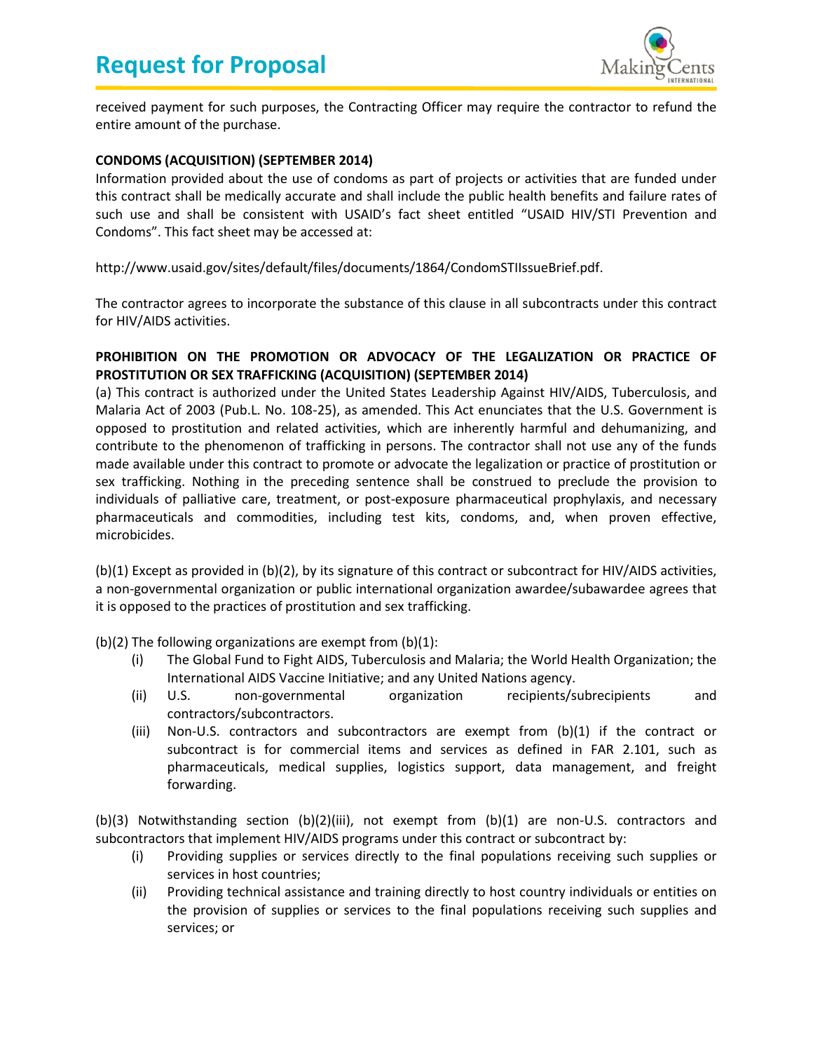received payment for such purposes, the Contracting Officer may require the contractor to refund the entire amount of the purchase.

**CONDOMS (ACQUISITION) (SEPTEMBER 2014)**
Information provided about the use of condoms as part of projects or activities that are funded under this contract shall be medically accurate and shall include the public health benefits and failure rates of such use and shall be consistent with USAID's fact sheet entitled "USAID HIV/STI Prevention and Condoms". This fact sheet may be accessed at:

http://www.usaid.gov/sites/default/files/documents/1864/CondomSTIIssueBrief.pdf.

The contractor agrees to incorporate the substance of this clause in all subcontracts under this contract for HIV/AIDS activities.

**PROHIBITION ON THE PROMOTION OR ADVOCACY OF THE LEGALIZATION OR PRACTICE OF PROSTITUTION OR SEX TRAFFICKING (ACQUISITION) (SEPTEMBER 2014)**
(a) This contract is authorized under the United States Leadership Against HIV/AIDS, Tuberculosis, and Malaria Act of 2003 (Pub.L. No. 108-25), as amended. This Act enunciates that the U.S. Government is opposed to prostitution and related activities, which are inherently harmful and dehumanizing, and contribute to the phenomenon of trafficking in persons. The contractor shall not use any of the funds made available under this contract to promote or advocate the legalization or practice of prostitution or sex trafficking. Nothing in the preceding sentence shall be construed to preclude the provision to individuals of palliative care, treatment, or post-exposure pharmaceutical prophylaxis, and necessary pharmaceuticals and commodities, including test kits, condoms, and, when proven effective, microbicides.

(b)(1) Except as provided in (b)(2), by its signature of this contract or subcontract for HIV/AIDS activities, a non-governmental organization or public international organization awardee/subawardee agrees that it is opposed to the practices of prostitution and sex trafficking.

(b)(2) The following organizations are exempt from (b)(1):

(i) The Global Fund to Fight AIDS, Tuberculosis and Malaria; the World Health Organization; the International AIDS Vaccine Initiative; and any United Nations agency.

(ii) U.S. non-governmental organization recipients/subrecipients and contractors/subcontractors.

(iii) Non-U.S. contractors and subcontractors are exempt from (b)(1) if the contract or subcontract is for commercial items and services as defined in FAR 2.101, such as pharmaceuticals, medical supplies, logistics support, data management, and freight forwarding.

(b)(3) Notwithstanding section (b)(2)(iii), not exempt from (b)(1) are non-U.S. contractors and subcontractors that implement HIV/AIDS programs under this contract or subcontract by:

(i) Providing supplies or services directly to the final populations receiving such supplies or services in host countries;

(ii) Providing technical assistance and training directly to host country individuals or entities on the provision of supplies or services to the final populations receiving such supplies and services; or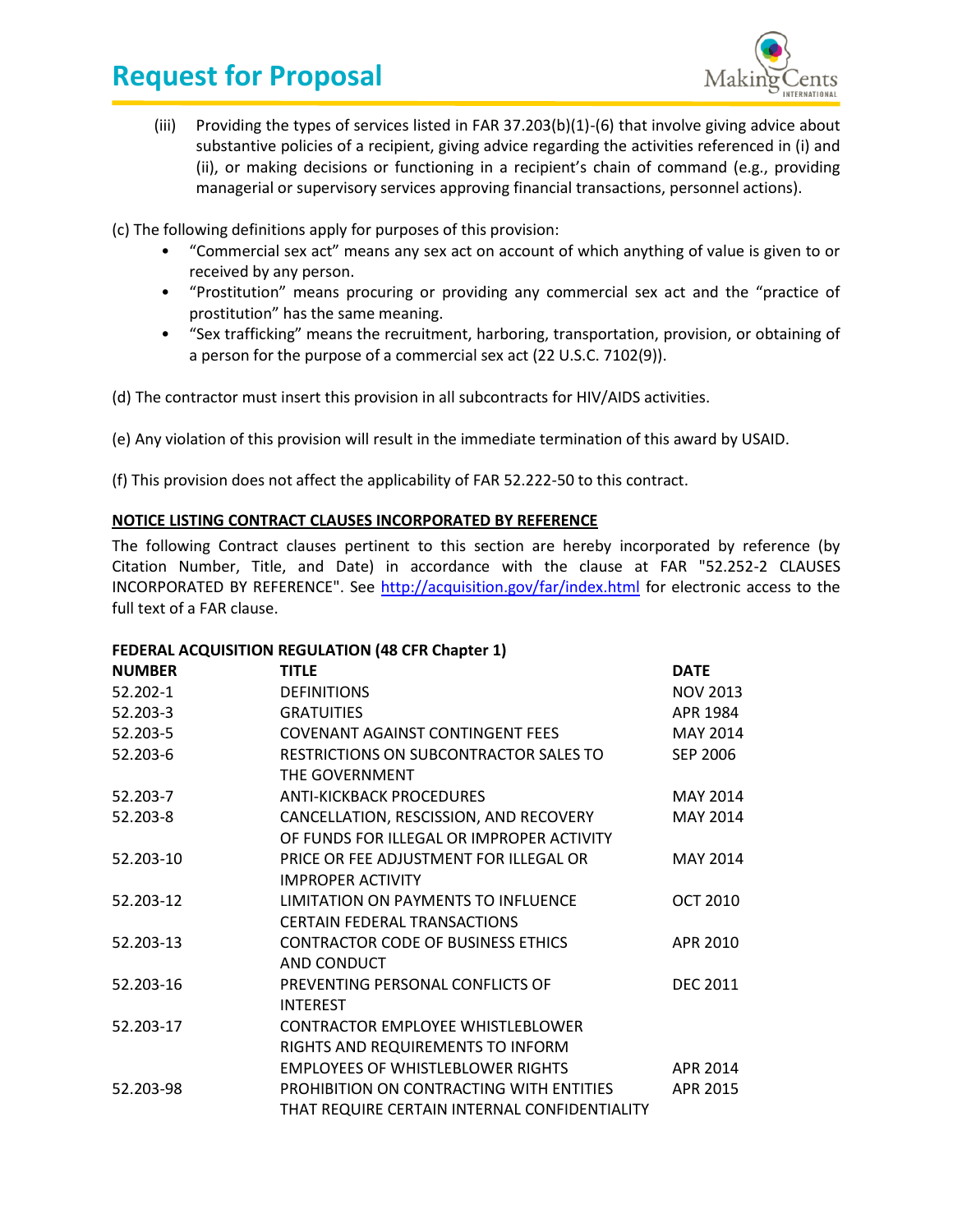(iii) Providing the types of services listed in FAR 37.203(b)(1)-(6) that involve giving advice about substantive policies of a recipient, giving advice regarding the activities referenced in (i) and (ii), or making decisions or functioning in a recipient's chain of command (e.g., providing managerial or supervisory services approving financial transactions, personnel actions).

(c) The following definitions apply for purposes of this provision:

- "Commercial sex act" means any sex act on account of which anything of value is given to or received by any person.
- "Prostitution" means procuring or providing any commercial sex act and the "practice of prostitution" has the same meaning.
- "Sex trafficking" means the recruitment, harboring, transportation, provision, or obtaining of a person for the purpose of a commercial sex act (22 U.S.C. 7102(9)).

(d) The contractor must insert this provision in all subcontracts for HIV/AIDS activities.

(e) Any violation of this provision will result in the immediate termination of this award by USAID.

(f) This provision does not affect the applicability of FAR 52.222-50 to this contract.

**NOTICE LISTING CONTRACT CLAUSES INCORPORATED BY REFERENCE**

The following Contract clauses pertinent to this section are hereby incorporated by reference (by Citation Number, Title, and Date) in accordance with the clause at FAR "52.252-2 CLAUSES INCORPORATED BY REFERENCE". See http://acquisition.gov/far/index.html for electronic access to the full text of a FAR clause.

**FEDERAL ACQUISITION REGULATION (48 CFR Chapter 1)**

| NUMBER | TITLE | DATE |
|---|---|---|
| 52.202-1 | DEFINITIONS | NOV 2013 |
| 52.203-3 | GRATUITIES | APR 1984 |
| 52.203-5 | COVENANT AGAINST CONTINGENT FEES | MAY 2014 |
| 52.203-6 | RESTRICTIONS ON SUBCONTRACTOR SALES TO THE GOVERNMENT | SEP 2006 |
| 52.203-7 | ANTI-KICKBACK PROCEDURES | MAY 2014 |
| 52.203-8 | CANCELLATION, RESCISSION, AND RECOVERY OF FUNDS FOR ILLEGAL OR IMPROPER ACTIVITY | MAY 2014 |
| 52.203-10 | PRICE OR FEE ADJUSTMENT FOR ILLEGAL OR IMPROPER ACTIVITY | MAY 2014 |
| 52.203-12 | LIMITATION ON PAYMENTS TO INFLUENCE CERTAIN FEDERAL TRANSACTIONS | OCT 2010 |
| 52.203-13 | CONTRACTOR CODE OF BUSINESS ETHICS AND CONDUCT | APR 2010 |
| 52.203-16 | PREVENTING PERSONAL CONFLICTS OF INTEREST | DEC 2011 |
| 52.203-17 | CONTRACTOR EMPLOYEE WHISTLEBLOWER RIGHTS AND REQUIREMENTS TO INFORM EMPLOYEES OF WHISTLEBLOWER RIGHTS | APR 2014 |
| 52.203-98 | PROHIBITION ON CONTRACTING WITH ENTITIES THAT REQUIRE CERTAIN INTERNAL CONFIDENTIALITY | APR 2015 |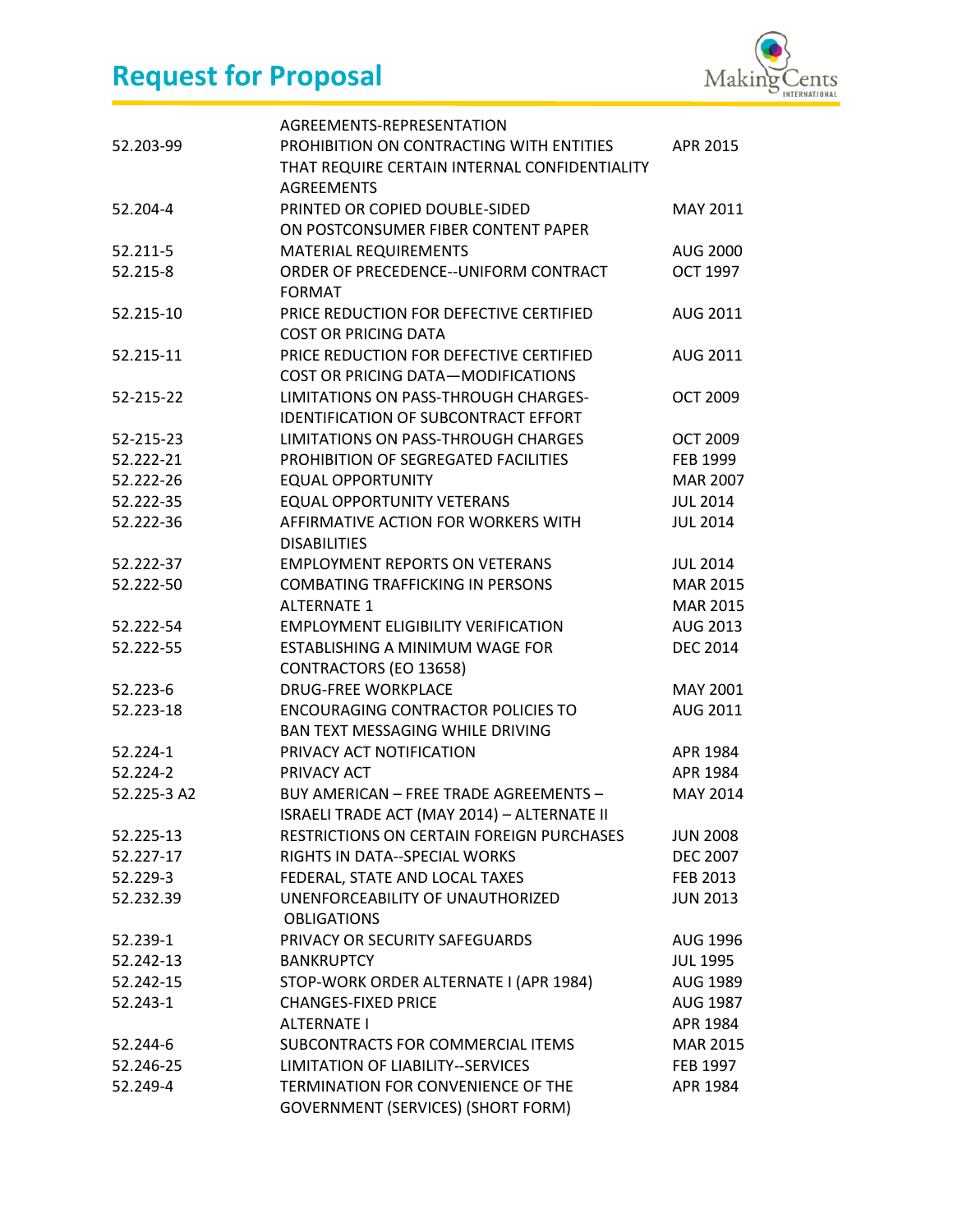| | | |
|---|---|---|
| | AGREEMENTS-REPRESENTATION | |
| 52.203-99 | PROHIBITION ON CONTRACTING WITH ENTITIES THAT REQUIRE CERTAIN INTERNAL CONFIDENTIALITY AGREEMENTS | APR 2015 |
| 52.204-4 | PRINTED OR COPIED DOUBLE-SIDED ON POSTCONSUMER FIBER CONTENT PAPER | MAY 2011 |
| 52.211-5 | MATERIAL REQUIREMENTS | AUG 2000 |
| 52.215-8 | ORDER OF PRECEDENCE--UNIFORM CONTRACT FORMAT | OCT 1997 |
| 52.215-10 | PRICE REDUCTION FOR DEFECTIVE CERTIFIED COST OR PRICING DATA | AUG 2011 |
| 52.215-11 | PRICE REDUCTION FOR DEFECTIVE CERTIFIED COST OR PRICING DATA—MODIFICATIONS | AUG 2011 |
| 52-215-22 | LIMITATIONS ON PASS-THROUGH CHARGES- IDENTIFICATION OF SUBCONTRACT EFFORT | OCT 2009 |
| 52-215-23 | LIMITATIONS ON PASS-THROUGH CHARGES | OCT 2009 |
| 52.222-21 | PROHIBITION OF SEGREGATED FACILITIES | FEB 1999 |
| 52.222-26 | EQUAL OPPORTUNITY | MAR 2007 |
| 52.222-35 | EQUAL OPPORTUNITY VETERANS | JUL 2014 |
| 52.222-36 | AFFIRMATIVE ACTION FOR WORKERS WITH DISABILITIES | JUL 2014 |
| 52.222-37 | EMPLOYMENT REPORTS ON VETERANS | JUL 2014 |
| 52.222-50 | COMBATING TRAFFICKING IN PERSONS | MAR 2015 |
| | ALTERNATE 1 | MAR 2015 |
| 52.222-54 | EMPLOYMENT ELIGIBILITY VERIFICATION | AUG 2013 |
| 52.222-55 | ESTABLISHING A MINIMUM WAGE FOR CONTRACTORS (EO 13658) | DEC 2014 |
| 52.223-6 | DRUG-FREE WORKPLACE | MAY 2001 |
| 52.223-18 | ENCOURAGING CONTRACTOR POLICIES TO BAN TEXT MESSAGING WHILE DRIVING | AUG 2011 |
| 52.224-1 | PRIVACY ACT NOTIFICATION | APR 1984 |
| 52.224-2 | PRIVACY ACT | APR 1984 |
| 52.225-3 A2 | BUY AMERICAN – FREE TRADE AGREEMENTS – ISRAELI TRADE ACT (MAY 2014) – ALTERNATE II | MAY 2014 |
| 52.225-13 | RESTRICTIONS ON CERTAIN FOREIGN PURCHASES | JUN 2008 |
| 52.227-17 | RIGHTS IN DATA--SPECIAL WORKS | DEC 2007 |
| 52.229-3 | FEDERAL, STATE AND LOCAL TAXES | FEB 2013 |
| 52.232.39 | UNENFORCEABILITY OF UNAUTHORIZED OBLIGATIONS | JUN 2013 |
| 52.239-1 | PRIVACY OR SECURITY SAFEGUARDS | AUG 1996 |
| 52.242-13 | BANKRUPTCY | JUL 1995 |
| 52.242-15 | STOP-WORK ORDER ALTERNATE I (APR 1984) | AUG 1989 |
| 52.243-1 | CHANGES-FIXED PRICE | AUG 1987 |
| | ALTERNATE I | APR 1984 |
| 52.244-6 | SUBCONTRACTS FOR COMMERCIAL ITEMS | MAR 2015 |
| 52.246-25 | LIMITATION OF LIABILITY--SERVICES | FEB 1997 |
| 52.249-4 | TERMINATION FOR CONVENIENCE OF THE GOVERNMENT (SERVICES) (SHORT FORM) | APR 1984 |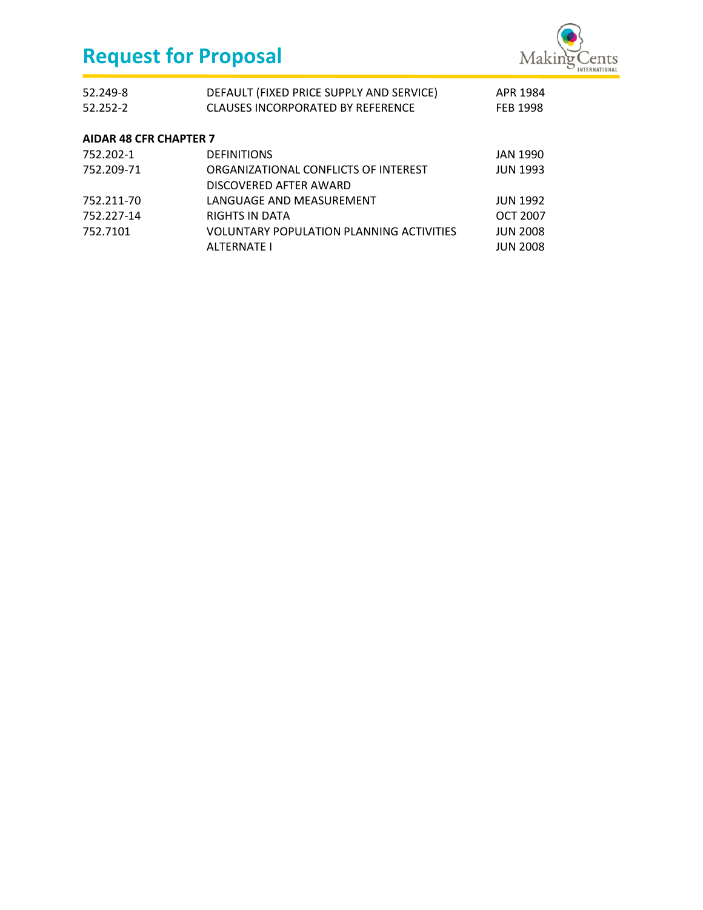| | | |
|---|---|---|
| 52.249-8 | DEFAULT (FIXED PRICE SUPPLY AND SERVICE) | APR 1984 |
| 52.252-2 | CLAUSES INCORPORATED BY REFERENCE | FEB 1998 |

**AIDAR 48 CFR CHAPTER 7**

| | | |
|---|---|---|
| 752.202-1 | DEFINITIONS | JAN 1990 |
| 752.209-71 | ORGANIZATIONAL CONFLICTS OF INTEREST DISCOVERED AFTER AWARD | JUN 1993 |
| 752.211-70 | LANGUAGE AND MEASUREMENT | JUN 1992 |
| 752.227-14 | RIGHTS IN DATA | OCT 2007 |
| 752.7101 | VOLUNTARY POPULATION PLANNING ACTIVITIES | JUN 2008 |
| | ALTERNATE I | JUN 2008 |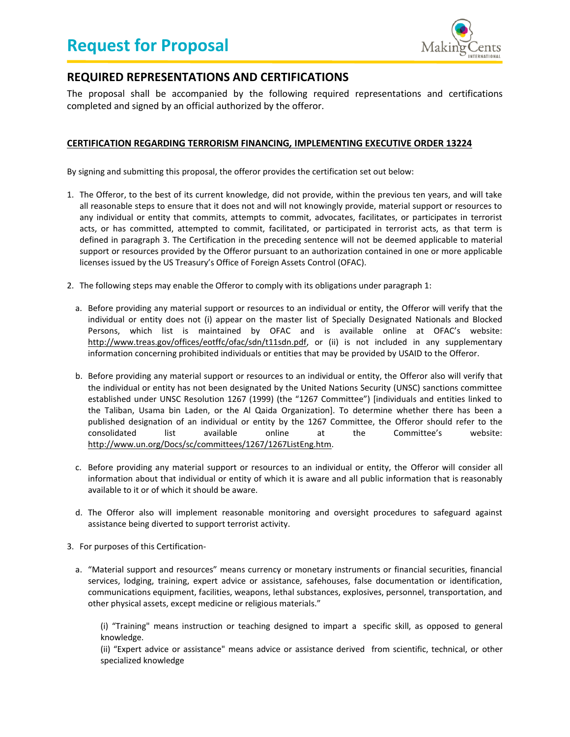## REQUIRED REPRESENTATIONS AND CERTIFICATIONS

The proposal shall be accompanied by the following required representations and certifications completed and signed by an official authorized by the offeror.

**CERTIFICATION REGARDING TERRORISM FINANCING, IMPLEMENTING EXECUTIVE ORDER 13224**

By signing and submitting this proposal, the offeror provides the certification set out below:

1. The Offeror, to the best of its current knowledge, did not provide, within the previous ten years, and will take all reasonable steps to ensure that it does not and will not knowingly provide, material support or resources to any individual or entity that commits, attempts to commit, advocates, facilitates, or participates in terrorist acts, or has committed, attempted to commit, facilitated, or participated in terrorist acts, as that term is defined in paragraph 3. The Certification in the preceding sentence will not be deemed applicable to material support or resources provided by the Offeror pursuant to an authorization contained in one or more applicable licenses issued by the US Treasury's Office of Foreign Assets Control (OFAC).

2. The following steps may enable the Offeror to comply with its obligations under paragraph 1:

   a. Before providing any material support or resources to an individual or entity, the Offeror will verify that the individual or entity does not (i) appear on the master list of Specially Designated Nationals and Blocked Persons, which list is maintained by OFAC and is available online at OFAC's website: http://www.treas.gov/offices/eotffc/ofac/sdn/t11sdn.pdf, or (ii) is not included in any supplementary information concerning prohibited individuals or entities that may be provided by USAID to the Offeror.

   b. Before providing any material support or resources to an individual or entity, the Offeror also will verify that the individual or entity has not been designated by the United Nations Security (UNSC) sanctions committee established under UNSC Resolution 1267 (1999) (the "1267 Committee") [individuals and entities linked to the Taliban, Usama bin Laden, or the Al Qaida Organization]. To determine whether there has been a published designation of an individual or entity by the 1267 Committee, the Offeror should refer to the consolidated list available online at the Committee's website: http://www.un.org/Docs/sc/committees/1267/1267ListEng.htm.

   c. Before providing any material support or resources to an individual or entity, the Offeror will consider all information about that individual or entity of which it is aware and all public information that is reasonably available to it or of which it should be aware.

   d. The Offeror also will implement reasonable monitoring and oversight procedures to safeguard against assistance being diverted to support terrorist activity.

3. For purposes of this Certification-

   a. "Material support and resources" means currency or monetary instruments or financial securities, financial services, lodging, training, expert advice or assistance, safehouses, false documentation or identification, communications equipment, facilities, weapons, lethal substances, explosives, personnel, transportation, and other physical assets, except medicine or religious materials."

      (i) "Training" means instruction or teaching designed to impart a specific skill, as opposed to general knowledge.
      (ii) "Expert advice or assistance" means advice or assistance derived from scientific, technical, or other specialized knowledge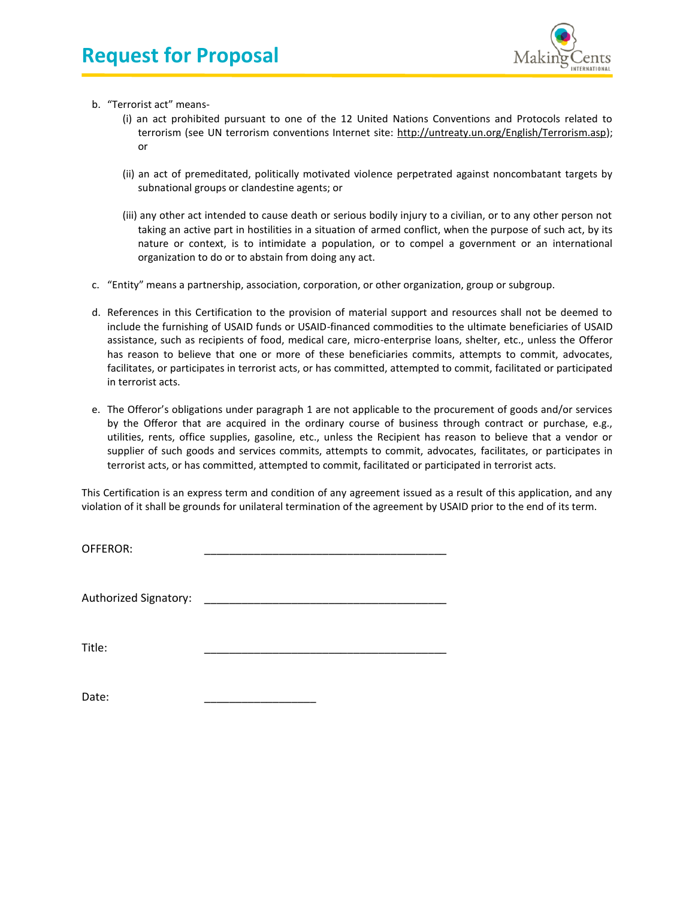b. "Terrorist act" means-

   (i) an act prohibited pursuant to one of the 12 United Nations Conventions and Protocols related to terrorism (see UN terrorism conventions Internet site: http://untreaty.un.org/English/Terrorism.asp); or

   (ii) an act of premeditated, politically motivated violence perpetrated against noncombatant targets by subnational groups or clandestine agents; or

   (iii) any other act intended to cause death or serious bodily injury to a civilian, or to any other person not taking an active part in hostilities in a situation of armed conflict, when the purpose of such act, by its nature or context, is to intimidate a population, or to compel a government or an international organization to do or to abstain from doing any act.

c. "Entity" means a partnership, association, corporation, or other organization, group or subgroup.

d. References in this Certification to the provision of material support and resources shall not be deemed to include the furnishing of USAID funds or USAID-financed commodities to the ultimate beneficiaries of USAID assistance, such as recipients of food, medical care, micro-enterprise loans, shelter, etc., unless the Offeror has reason to believe that one or more of these beneficiaries commits, attempts to commit, advocates, facilitates, or participates in terrorist acts, or has committed, attempted to commit, facilitated or participated in terrorist acts.

e. The Offeror's obligations under paragraph 1 are not applicable to the procurement of goods and/or services by the Offeror that are acquired in the ordinary course of business through contract or purchase, e.g., utilities, rents, office supplies, gasoline, etc., unless the Recipient has reason to believe that a vendor or supplier of such goods and services commits, attempts to commit, advocates, facilitates, or participates in terrorist acts, or has committed, attempted to commit, facilitated or participated in terrorist acts.

This Certification is an express term and condition of any agreement issued as a result of this application, and any violation of it shall be grounds for unilateral termination of the agreement by USAID prior to the end of its term.

OFFEROR: ________________________________________

Authorized Signatory: ________________________________________

Title: ________________________________________

Date: __________________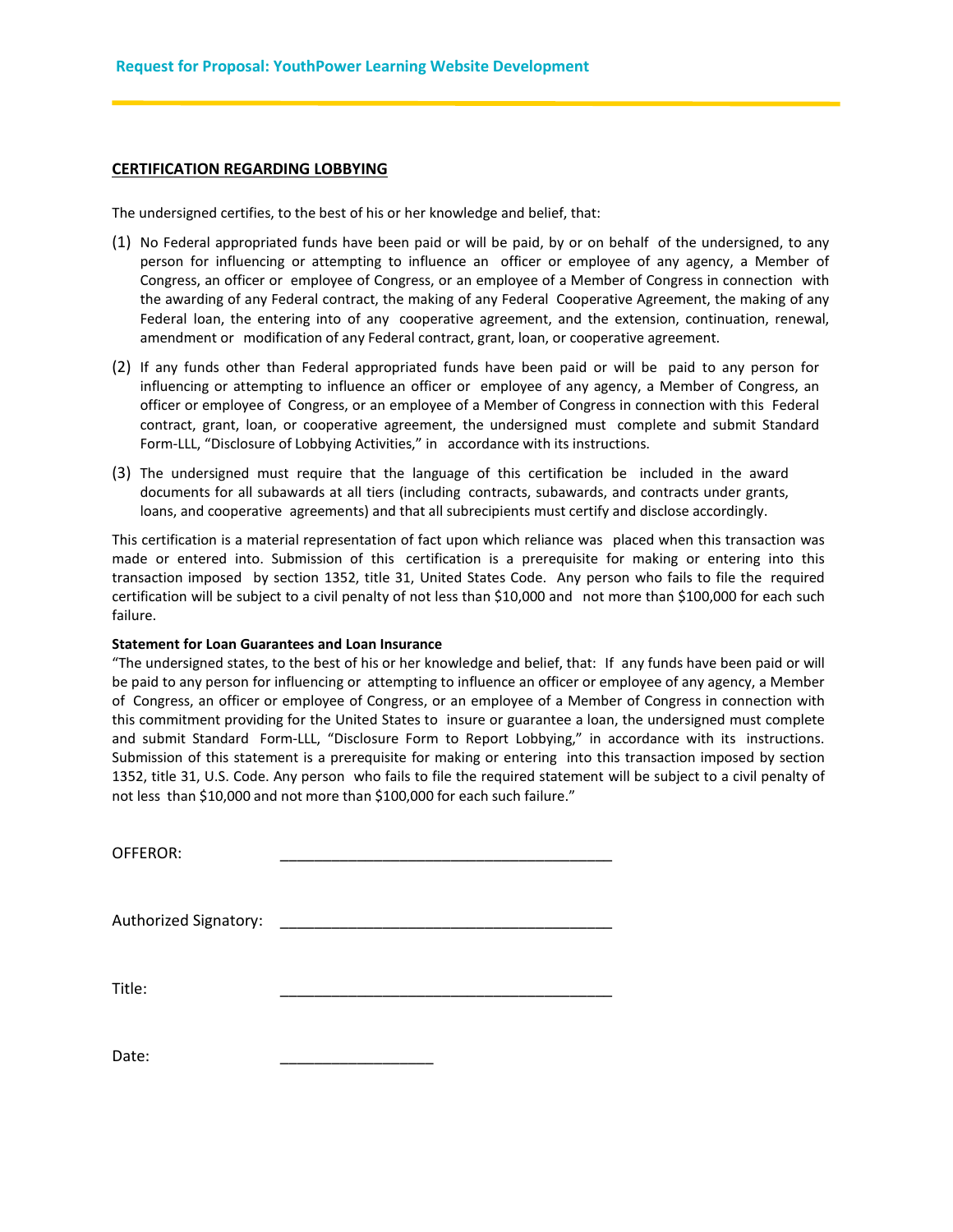## CERTIFICATION REGARDING LOBBYING

The undersigned certifies, to the best of his or her knowledge and belief, that:

(1) No Federal appropriated funds have been paid or will be paid, by or on behalf of the undersigned, to any person for influencing or attempting to influence an officer or employee of any agency, a Member of Congress, an officer or employee of Congress, or an employee of a Member of Congress in connection with the awarding of any Federal contract, the making of any Federal Cooperative Agreement, the making of any Federal loan, the entering into of any cooperative agreement, and the extension, continuation, renewal, amendment or modification of any Federal contract, grant, loan, or cooperative agreement.

(2) If any funds other than Federal appropriated funds have been paid or will be paid to any person for influencing or attempting to influence an officer or employee of any agency, a Member of Congress, an officer or employee of Congress, or an employee of a Member of Congress in connection with this Federal contract, grant, loan, or cooperative agreement, the undersigned must complete and submit Standard Form-LLL, "Disclosure of Lobbying Activities," in accordance with its instructions.

(3) The undersigned must require that the language of this certification be included in the award documents for all subawards at all tiers (including contracts, subawards, and contracts under grants, loans, and cooperative agreements) and that all subrecipients must certify and disclose accordingly.

This certification is a material representation of fact upon which reliance was placed when this transaction was made or entered into. Submission of this certification is a prerequisite for making or entering into this transaction imposed by section 1352, title 31, United States Code. Any person who fails to file the required certification will be subject to a civil penalty of not less than $10,000 and not more than $100,000 for each such failure.

**Statement for Loan Guarantees and Loan Insurance**

"The undersigned states, to the best of his or her knowledge and belief, that: If any funds have been paid or will be paid to any person for influencing or attempting to influence an officer or employee of any agency, a Member of Congress, an officer or employee of Congress, or an employee of a Member of Congress in connection with this commitment providing for the United States to insure or guarantee a loan, the undersigned must complete and submit Standard Form-LLL, "Disclosure Form to Report Lobbying," in accordance with its instructions. Submission of this statement is a prerequisite for making or entering into this transaction imposed by section 1352, title 31, U.S. Code. Any person who fails to file the required statement will be subject to a civil penalty of not less than $10,000 and not more than $100,000 for each such failure."

OFFEROR: ________________________________________

Authorized Signatory: ________________________________________

Title: ________________________________________

Date: __________________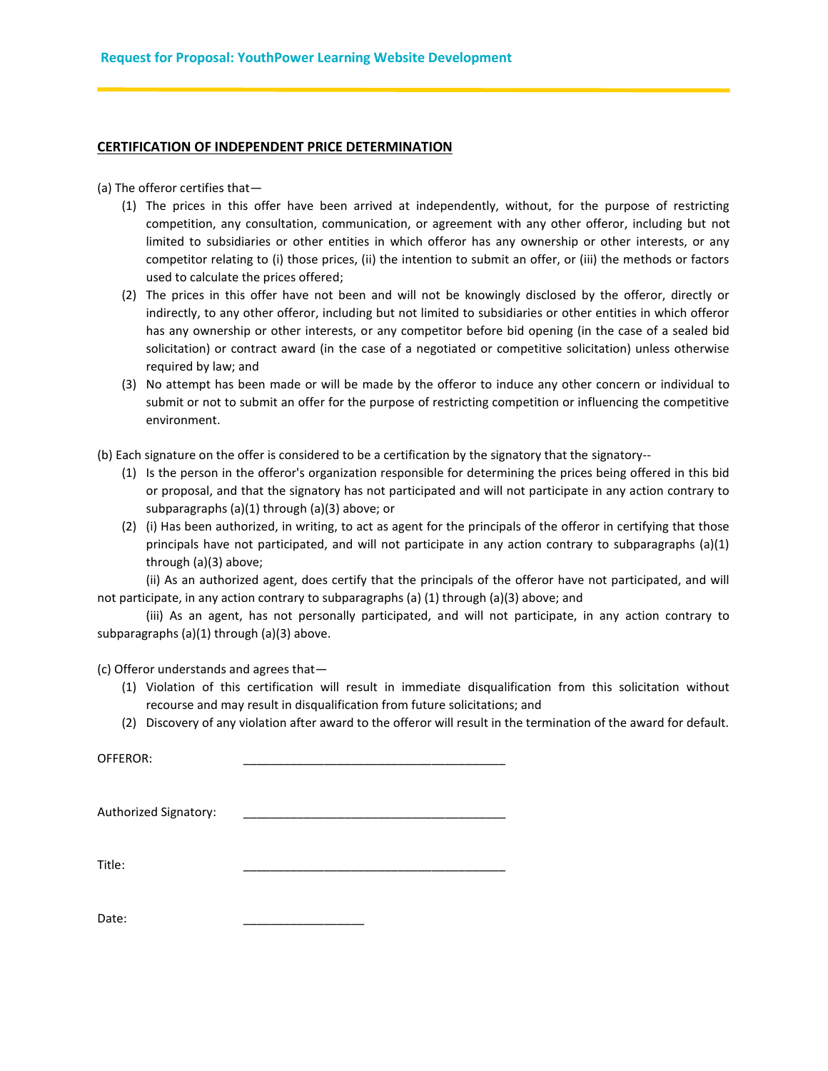## CERTIFICATION OF INDEPENDENT PRICE DETERMINATION

(a) The offeror certifies that—

1. The prices in this offer have been arrived at independently, without, for the purpose of restricting competition, any consultation, communication, or agreement with any other offeror, including but not limited to subsidiaries or other entities in which offeror has any ownership or other interests, or any competitor relating to (i) those prices, (ii) the intention to submit an offer, or (iii) the methods or factors used to calculate the prices offered;
2. The prices in this offer have not been and will not be knowingly disclosed by the offeror, directly or indirectly, to any other offeror, including but not limited to subsidiaries or other entities in which offeror has any ownership or other interests, or any competitor before bid opening (in the case of a sealed bid solicitation) or contract award (in the case of a negotiated or competitive solicitation) unless otherwise required by law; and
3. No attempt has been made or will be made by the offeror to induce any other concern or individual to submit or not to submit an offer for the purpose of restricting competition or influencing the competitive environment.

(b) Each signature on the offer is considered to be a certification by the signatory that the signatory--

1. Is the person in the offeror's organization responsible for determining the prices being offered in this bid or proposal, and that the signatory has not participated and will not participate in any action contrary to subparagraphs (a)(1) through (a)(3) above; or
2. (i) Has been authorized, in writing, to act as agent for the principals of the offeror in certifying that those principals have not participated, and will not participate in any action contrary to subparagraphs (a)(1) through (a)(3) above;

   (ii) As an authorized agent, does certify that the principals of the offeror have not participated, and will not participate, in any action contrary to subparagraphs (a) (1) through (a)(3) above; and

   (iii) As an agent, has not personally participated, and will not participate, in any action contrary to subparagraphs (a)(1) through (a)(3) above.

(c) Offeror understands and agrees that—

1. Violation of this certification will result in immediate disqualification from this solicitation without recourse and may result in disqualification from future solicitations; and
2. Discovery of any violation after award to the offeror will result in the termination of the award for default.

OFFEROR: _______________________________________

Authorized Signatory: _______________________________________

Title: _______________________________________

Date: __________________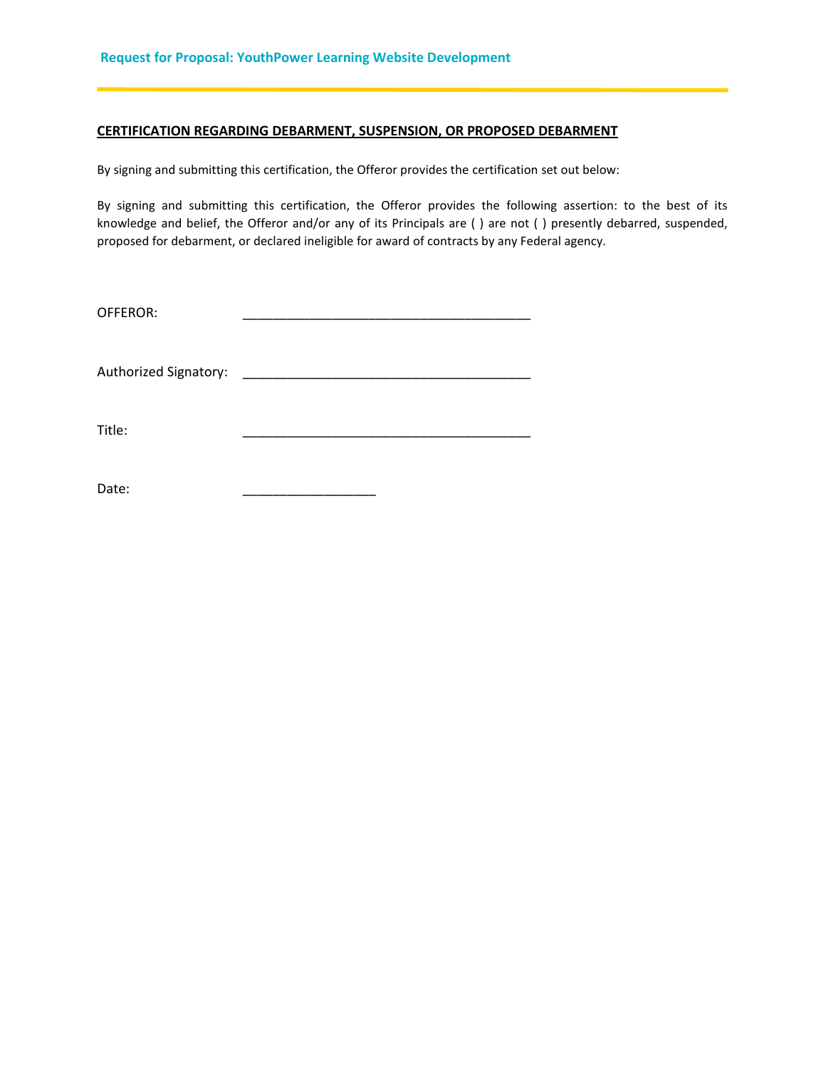**CERTIFICATION REGARDING DEBARMENT, SUSPENSION, OR PROPOSED DEBARMENT**

By signing and submitting this certification, the Offeror provides the certification set out below:

By signing and submitting this certification, the Offeror provides the following assertion: to the best of its knowledge and belief, the Offeror and/or any of its Principals are ( ) are not ( ) presently debarred, suspended, proposed for debarment, or declared ineligible for award of contracts by any Federal agency.

OFFEROR: ________________________________________

Authorized Signatory: ________________________________________

Title: ________________________________________

Date: __________________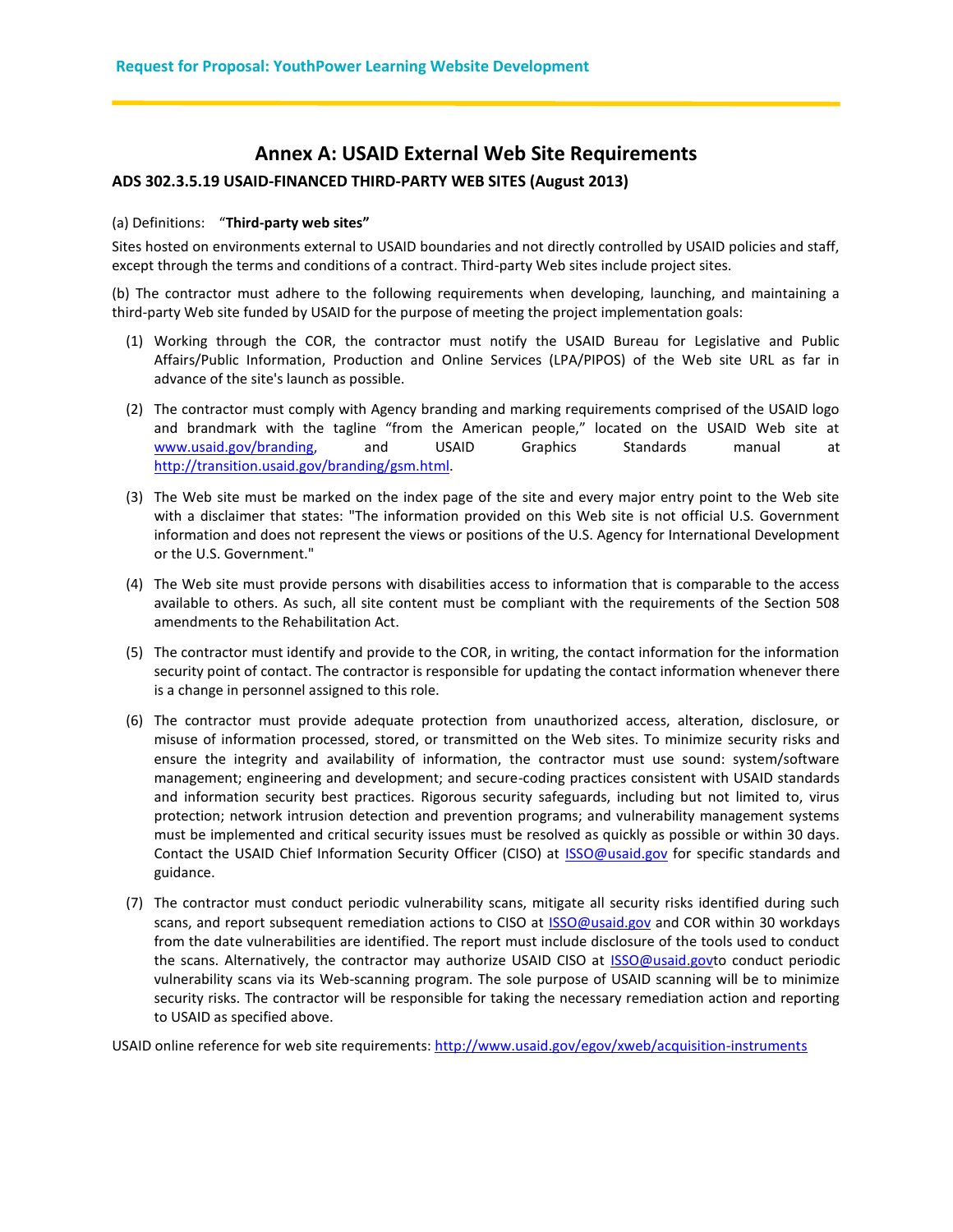# Annex A: USAID External Web Site Requirements

### ADS 302.3.5.19 USAID-FINANCED THIRD-PARTY WEB SITES (August 2013)

(a) Definitions: "**Third-party web sites"**

Sites hosted on environments external to USAID boundaries and not directly controlled by USAID policies and staff, except through the terms and conditions of a contract. Third-party Web sites include project sites.

(b) The contractor must adhere to the following requirements when developing, launching, and maintaining a third-party Web site funded by USAID for the purpose of meeting the project implementation goals:

(1) Working through the COR, the contractor must notify the USAID Bureau for Legislative and Public Affairs/Public Information, Production and Online Services (LPA/PIPOS) of the Web site URL as far in advance of the site's launch as possible.

(2) The contractor must comply with Agency branding and marking requirements comprised of the USAID logo and brandmark with the tagline "from the American people," located on the USAID Web site at www.usaid.gov/branding, and USAID Graphics Standards manual at http://transition.usaid.gov/branding/gsm.html.

(3) The Web site must be marked on the index page of the site and every major entry point to the Web site with a disclaimer that states: "The information provided on this Web site is not official U.S. Government information and does not represent the views or positions of the U.S. Agency for International Development or the U.S. Government."

(4) The Web site must provide persons with disabilities access to information that is comparable to the access available to others. As such, all site content must be compliant with the requirements of the Section 508 amendments to the Rehabilitation Act.

(5) The contractor must identify and provide to the COR, in writing, the contact information for the information security point of contact. The contractor is responsible for updating the contact information whenever there is a change in personnel assigned to this role.

(6) The contractor must provide adequate protection from unauthorized access, alteration, disclosure, or misuse of information processed, stored, or transmitted on the Web sites. To minimize security risks and ensure the integrity and availability of information, the contractor must use sound: system/software management; engineering and development; and secure-coding practices consistent with USAID standards and information security best practices. Rigorous security safeguards, including but not limited to, virus protection; network intrusion detection and prevention programs; and vulnerability management systems must be implemented and critical security issues must be resolved as quickly as possible or within 30 days. Contact the USAID Chief Information Security Officer (CISO) at ISSO@usaid.gov for specific standards and guidance.

(7) The contractor must conduct periodic vulnerability scans, mitigate all security risks identified during such scans, and report subsequent remediation actions to CISO at ISSO@usaid.gov and COR within 30 workdays from the date vulnerabilities are identified. The report must include disclosure of the tools used to conduct the scans. Alternatively, the contractor may authorize USAID CISO at ISSO@usaid.govto conduct periodic vulnerability scans via its Web-scanning program. The sole purpose of USAID scanning will be to minimize security risks. The contractor will be responsible for taking the necessary remediation action and reporting to USAID as specified above.

USAID online reference for web site requirements: http://www.usaid.gov/egov/xweb/acquisition-instruments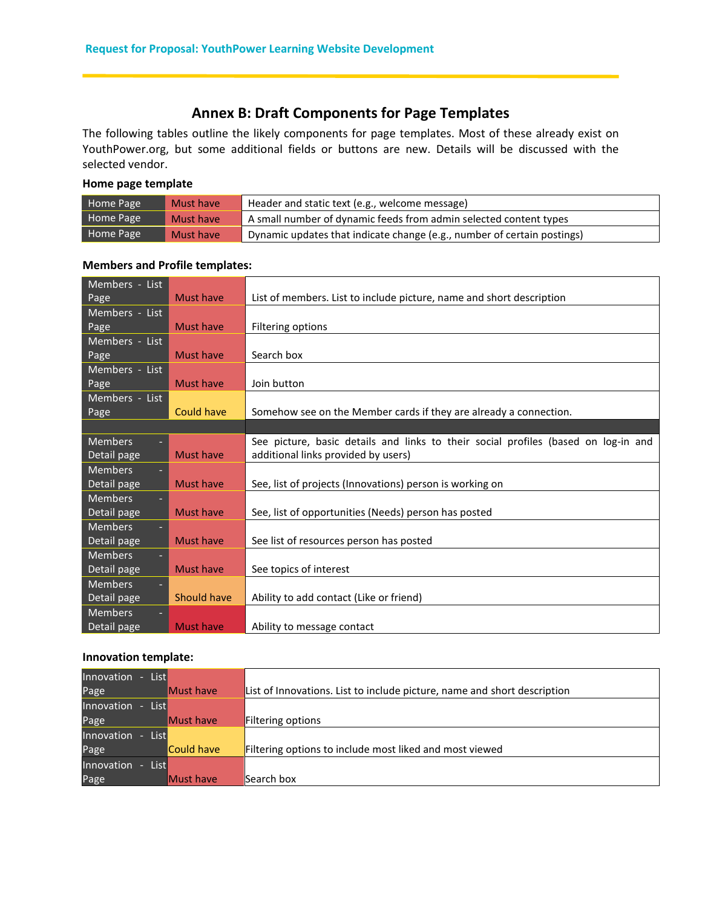## Annex B: Draft Components for Page Templates

The following tables outline the likely components for page templates. Most of these already exist on YouthPower.org, but some additional fields or buttons are new. Details will be discussed with the selected vendor.

**Home page template**

| | | |
|---|---|---|
| Home Page | Must have | Header and static text (e.g., welcome message) |
| Home Page | Must have | A small number of dynamic feeds from admin selected content types |
| Home Page | Must have | Dynamic updates that indicate change (e.g., number of certain postings) |

**Members and Profile templates:**

| | | |
|---|---|---|
| Members - List Page | Must have | List of members. List to include picture, name and short description |
| Members - List Page | Must have | Filtering options |
| Members - List Page | Must have | Search box |
| Members - List Page | Must have | Join button |
| Members - List Page | Could have | Somehow see on the Member cards if they are already a connection. |
| | | |
| Members - Detail page | Must have | See picture, basic details and links to their social profiles (based on log-in and additional links provided by users) |
| Members - Detail page | Must have | See, list of projects (Innovations) person is working on |
| Members - Detail page | Must have | See, list of opportunities (Needs) person has posted |
| Members - Detail page | Must have | See list of resources person has posted |
| Members - Detail page | Must have | See topics of interest |
| Members - Detail page | Should have | Ability to add contact (Like or friend) |
| Members - Detail page | Must have | Ability to message contact |

**Innovation template:**

| | | |
|---|---|---|
| Innovation - List Page | Must have | List of Innovations. List to include picture, name and short description |
| Innovation - List Page | Must have | Filtering options |
| Innovation - List Page | Could have | Filtering options to include most liked and most viewed |
| Innovation - List Page | Must have | Search box |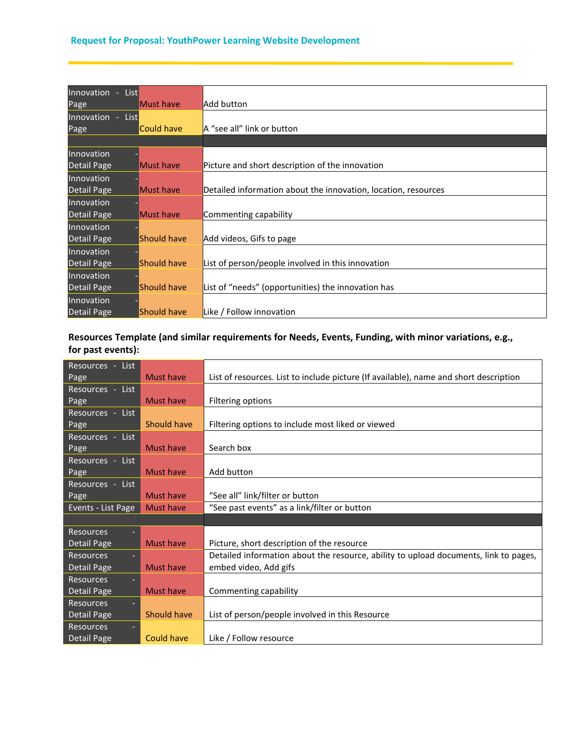| | | |
|---|---|---|
| Innovation - List Page | Must have | Add button |
| Innovation - List Page | Could have | A “see all” link or button |
| | | |
| Innovation - Detail Page | Must have | Picture and short description of the innovation |
| Innovation - Detail Page | Must have | Detailed information about the innovation, location, resources |
| Innovation - Detail Page | Must have | Commenting capability |
| Innovation - Detail Page | Should have | Add videos, Gifs to page |
| Innovation - Detail Page | Should have | List of person/people involved in this innovation |
| Innovation - Detail Page | Should have | List of “needs” (opportunities) the innovation has |
| Innovation - Detail Page | Should have | Like / Follow innovation |

**Resources Template (and similar requirements for Needs, Events, Funding, with minor variations, e.g., for past events):**

| | | |
|---|---|---|
| Resources - List Page | Must have | List of resources. List to include picture (If available), name and short description |
| Resources - List Page | Must have | Filtering options |
| Resources - List Page | Should have | Filtering options to include most liked or viewed |
| Resources - List Page | Must have | Search box |
| Resources - List Page | Must have | Add button |
| Resources - List Page | Must have | “See all” link/filter or button |
| Events - List Page | Must have | “See past events” as a link/filter or button |
| | | |
| Resources - Detail Page | Must have | Picture, short description of the resource |
| Resources - Detail Page | Must have | Detailed information about the resource, ability to upload documents, link to pages, embed video, Add gifs |
| Resources - Detail Page | Must have | Commenting capability |
| Resources - Detail Page | Should have | List of person/people involved in this Resource |
| Resources - Detail Page | Could have | Like / Follow resource |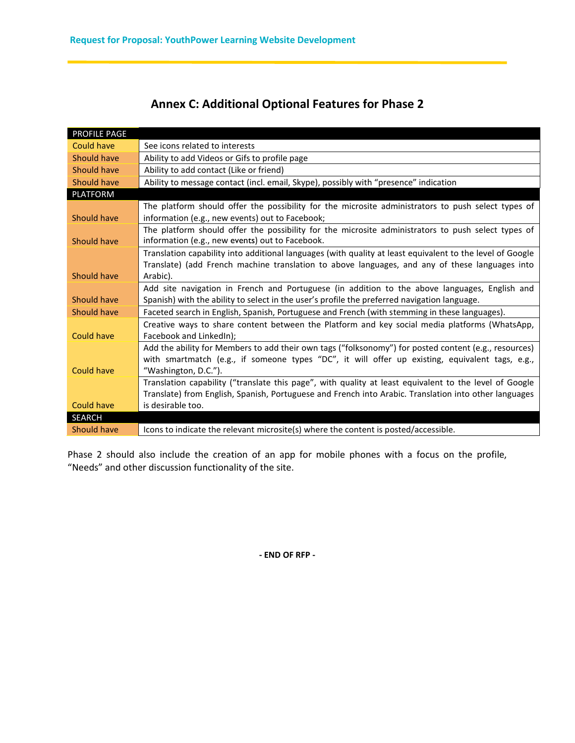## Annex C: Additional Optional Features for Phase 2

| | |
|---|---|
| PROFILE PAGE | |
| Could have | See icons related to interests |
| Should have | Ability to add Videos or Gifs to profile page |
| Should have | Ability to add contact (Like or friend) |
| Should have | Ability to message contact (incl. email, Skype), possibly with "presence" indication |
| PLATFORM | |
| Should have | The platform should offer the possibility for the microsite administrators to push select types of information (e.g., new events) out to Facebook; |
| Should have | The platform should offer the possibility for the microsite administrators to push select types of information (e.g., new events) out to Facebook. |
| Should have | Translation capability into additional languages (with quality at least equivalent to the level of Google Translate) (add French machine translation to above languages, and any of these languages into Arabic). |
| Should have | Add site navigation in French and Portuguese (in addition to the above languages, English and Spanish) with the ability to select in the user's profile the preferred navigation language. |
| Should have | Faceted search in English, Spanish, Portuguese and French (with stemming in these languages). |
| Could have | Creative ways to share content between the Platform and key social media platforms (WhatsApp, Facebook and LinkedIn); |
| Could have | Add the ability for Members to add their own tags ("folksonomy") for posted content (e.g., resources) with smartmatch (e.g., if someone types "DC", it will offer up existing, equivalent tags, e.g., "Washington, D.C."). |
| Could have | Translation capability ("translate this page", with quality at least equivalent to the level of Google Translate) from English, Spanish, Portuguese and French into Arabic. Translation into other languages is desirable too. |
| SEARCH | |
| Should have | Icons to indicate the relevant microsite(s) where the content is posted/accessible. |

Phase 2 should also include the creation of an app for mobile phones with a focus on the profile, "Needs" and other discussion functionality of the site.

**- END OF RFP -**